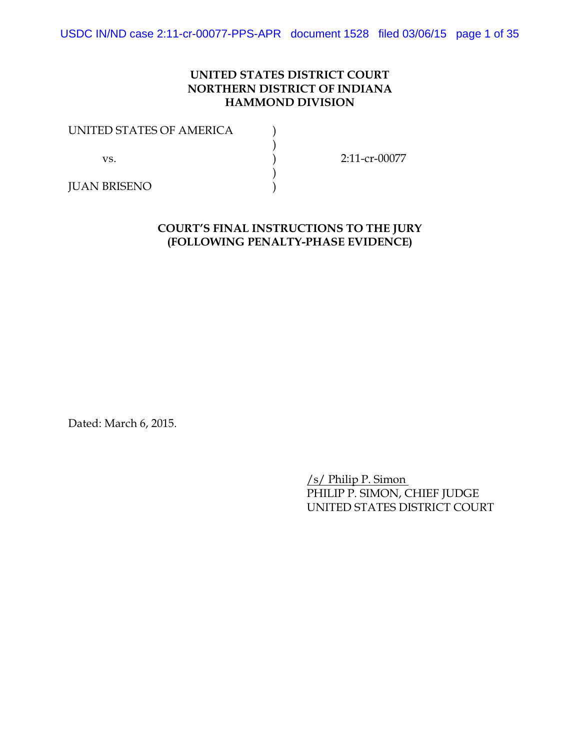**UNITED STATES DISTRICT COURT**
**NORTHERN DISTRICT OF INDIANA**
**HAMMOND DIVISION**

| | | |
|---|---|---|
| UNITED STATES OF AMERICA | ) | |
| | ) | |
| vs. | ) | 2:11-cr-00077 |
| | ) | |
| JUAN BRISENO | ) | |

**COURT'S FINAL INSTRUCTIONS TO THE JURY**
**(FOLLOWING PENALTY-PHASE EVIDENCE)**

Dated: March 6, 2015.

/s/ Philip P. Simon
PHILIP P. SIMON, CHIEF JUDGE
UNITED STATES DISTRICT COURT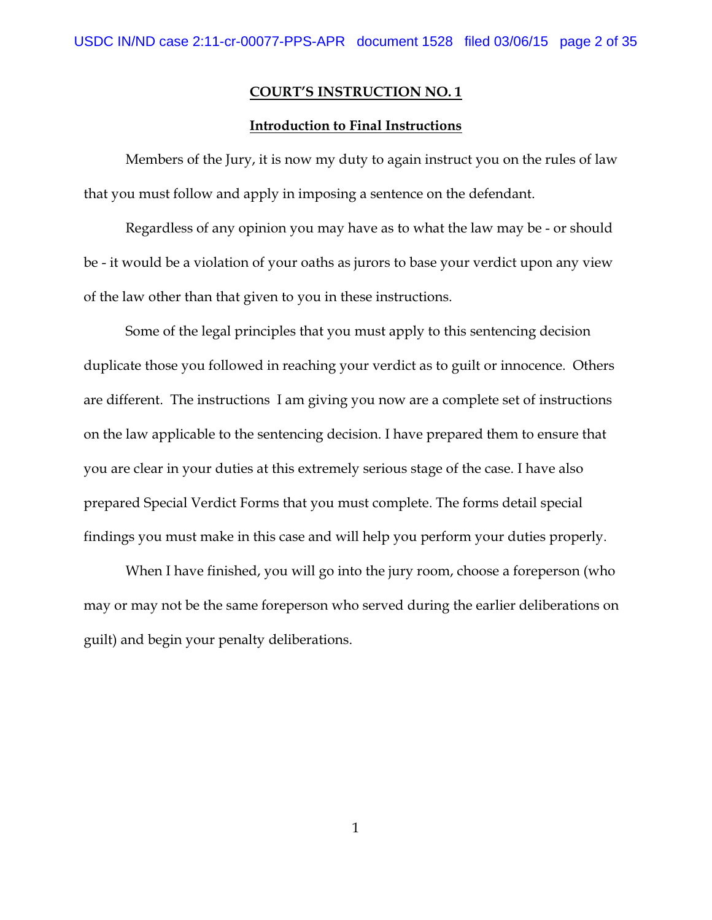## COURT'S INSTRUCTION NO. 1

### Introduction to Final Instructions

Members of the Jury, it is now my duty to again instruct you on the rules of law that you must follow and apply in imposing a sentence on the defendant.

Regardless of any opinion you may have as to what the law may be - or should be - it would be a violation of your oaths as jurors to base your verdict upon any view of the law other than that given to you in these instructions.

Some of the legal principles that you must apply to this sentencing decision duplicate those you followed in reaching your verdict as to guilt or innocence. Others are different. The instructions I am giving you now are a complete set of instructions on the law applicable to the sentencing decision. I have prepared them to ensure that you are clear in your duties at this extremely serious stage of the case. I have also prepared Special Verdict Forms that you must complete. The forms detail special findings you must make in this case and will help you perform your duties properly.

When I have finished, you will go into the jury room, choose a foreperson (who may or may not be the same foreperson who served during the earlier deliberations on guilt) and begin your penalty deliberations.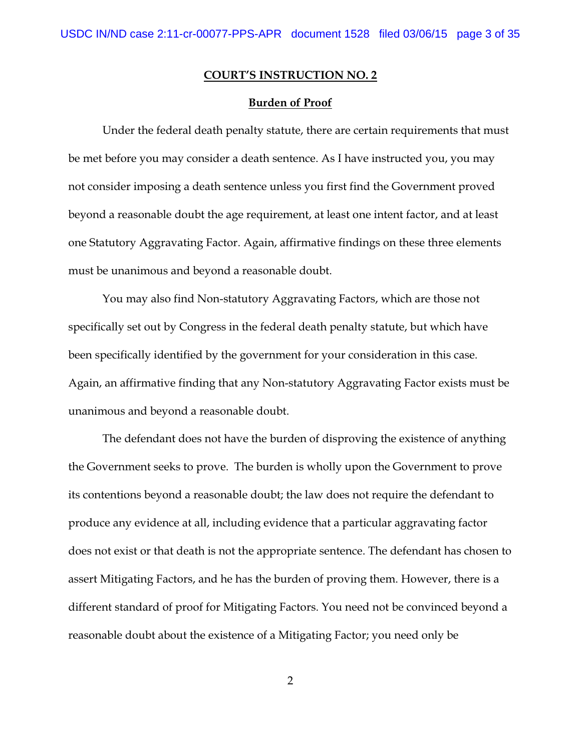## COURT'S INSTRUCTION NO. 2

### Burden of Proof

Under the federal death penalty statute, there are certain requirements that must be met before you may consider a death sentence. As I have instructed you, you may not consider imposing a death sentence unless you first find the Government proved beyond a reasonable doubt the age requirement, at least one intent factor, and at least one Statutory Aggravating Factor. Again, affirmative findings on these three elements must be unanimous and beyond a reasonable doubt.

You may also find Non-statutory Aggravating Factors, which are those not specifically set out by Congress in the federal death penalty statute, but which have been specifically identified by the government for your consideration in this case. Again, an affirmative finding that any Non-statutory Aggravating Factor exists must be unanimous and beyond a reasonable doubt.

The defendant does not have the burden of disproving the existence of anything the Government seeks to prove. The burden is wholly upon the Government to prove its contentions beyond a reasonable doubt; the law does not require the defendant to produce any evidence at all, including evidence that a particular aggravating factor does not exist or that death is not the appropriate sentence. The defendant has chosen to assert Mitigating Factors, and he has the burden of proving them. However, there is a different standard of proof for Mitigating Factors. You need not be convinced beyond a reasonable doubt about the existence of a Mitigating Factor; you need only be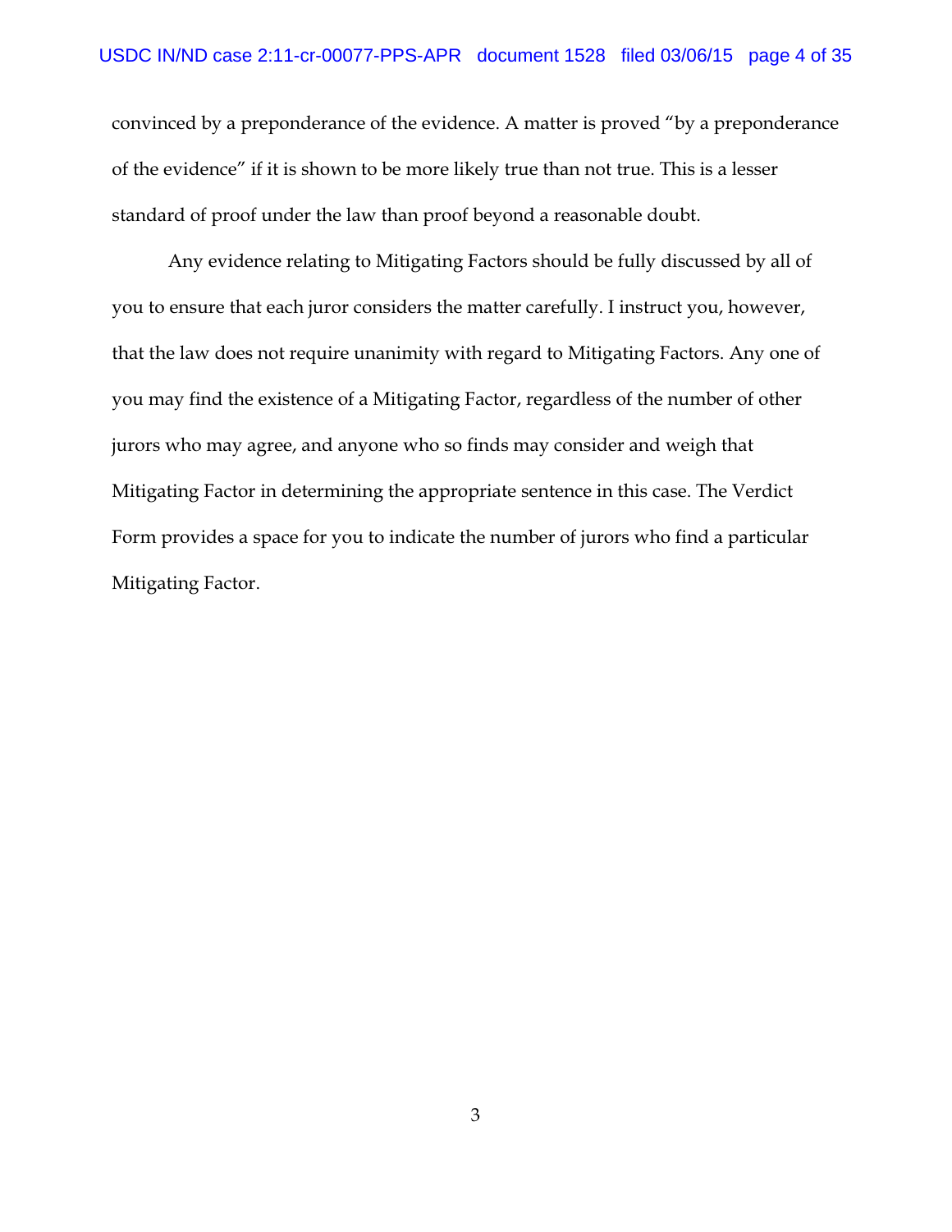convinced by a preponderance of the evidence. A matter is proved "by a preponderance of the evidence" if it is shown to be more likely true than not true. This is a lesser standard of proof under the law than proof beyond a reasonable doubt.

Any evidence relating to Mitigating Factors should be fully discussed by all of you to ensure that each juror considers the matter carefully. I instruct you, however, that the law does not require unanimity with regard to Mitigating Factors. Any one of you may find the existence of a Mitigating Factor, regardless of the number of other jurors who may agree, and anyone who so finds may consider and weigh that Mitigating Factor in determining the appropriate sentence in this case. The Verdict Form provides a space for you to indicate the number of jurors who find a particular Mitigating Factor.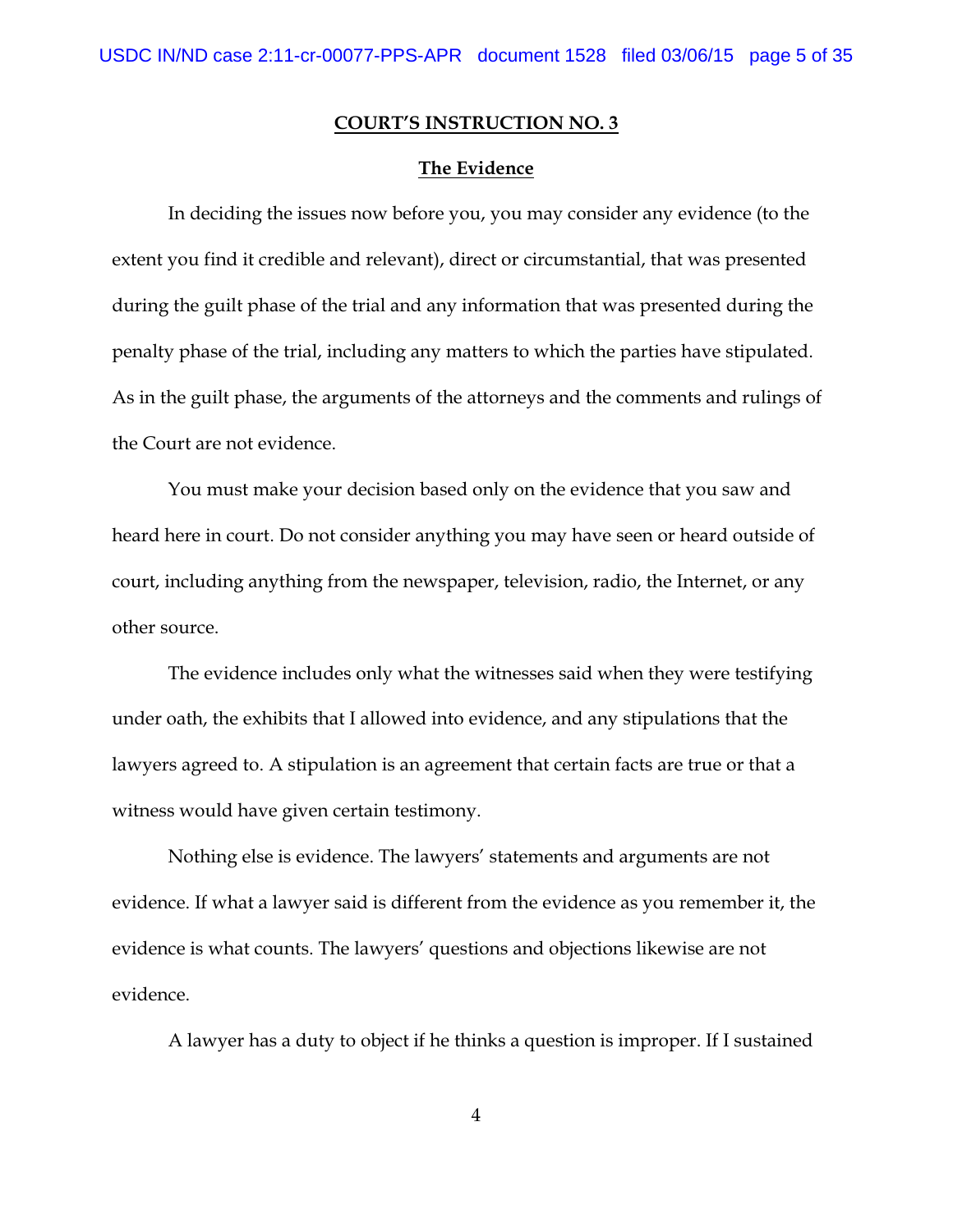**COURT'S INSTRUCTION NO. 3**

**The Evidence**

In deciding the issues now before you, you may consider any evidence (to the extent you find it credible and relevant), direct or circumstantial, that was presented during the guilt phase of the trial and any information that was presented during the penalty phase of the trial, including any matters to which the parties have stipulated. As in the guilt phase, the arguments of the attorneys and the comments and rulings of the Court are not evidence.

You must make your decision based only on the evidence that you saw and heard here in court. Do not consider anything you may have seen or heard outside of court, including anything from the newspaper, television, radio, the Internet, or any other source.

The evidence includes only what the witnesses said when they were testifying under oath, the exhibits that I allowed into evidence, and any stipulations that the lawyers agreed to. A stipulation is an agreement that certain facts are true or that a witness would have given certain testimony.

Nothing else is evidence. The lawyers' statements and arguments are not evidence. If what a lawyer said is different from the evidence as you remember it, the evidence is what counts. The lawyers' questions and objections likewise are not evidence.

A lawyer has a duty to object if he thinks a question is improper. If I sustained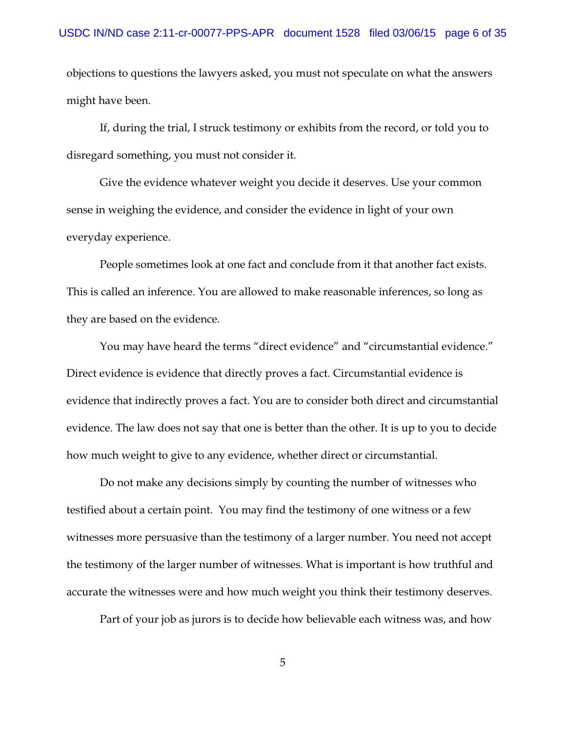objections to questions the lawyers asked, you must not speculate on what the answers might have been.

If, during the trial, I struck testimony or exhibits from the record, or told you to disregard something, you must not consider it.

Give the evidence whatever weight you decide it deserves. Use your common sense in weighing the evidence, and consider the evidence in light of your own everyday experience.

People sometimes look at one fact and conclude from it that another fact exists. This is called an inference. You are allowed to make reasonable inferences, so long as they are based on the evidence.

You may have heard the terms "direct evidence" and "circumstantial evidence." Direct evidence is evidence that directly proves a fact. Circumstantial evidence is evidence that indirectly proves a fact. You are to consider both direct and circumstantial evidence. The law does not say that one is better than the other. It is up to you to decide how much weight to give to any evidence, whether direct or circumstantial.

Do not make any decisions simply by counting the number of witnesses who testified about a certain point. You may find the testimony of one witness or a few witnesses more persuasive than the testimony of a larger number. You need not accept the testimony of the larger number of witnesses. What is important is how truthful and accurate the witnesses were and how much weight you think their testimony deserves.

Part of your job as jurors is to decide how believable each witness was, and how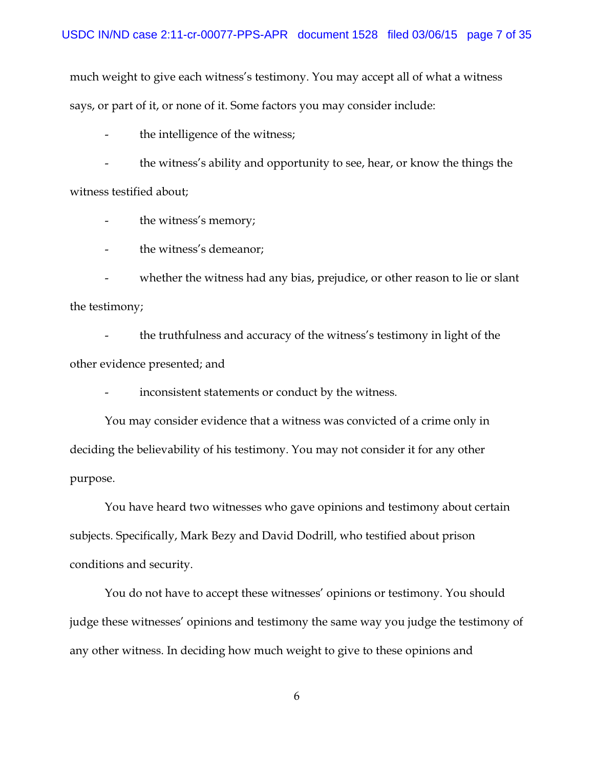much weight to give each witness's testimony. You may accept all of what a witness says, or part of it, or none of it. Some factors you may consider include:

- the intelligence of the witness;
- the witness's ability and opportunity to see, hear, or know the things the witness testified about;
- the witness's memory;
- the witness's demeanor;
- whether the witness had any bias, prejudice, or other reason to lie or slant the testimony;
- the truthfulness and accuracy of the witness's testimony in light of the other evidence presented; and
- inconsistent statements or conduct by the witness.

You may consider evidence that a witness was convicted of a crime only in deciding the believability of his testimony. You may not consider it for any other purpose.

You have heard two witnesses who gave opinions and testimony about certain subjects. Specifically, Mark Bezy and David Dodrill, who testified about prison conditions and security.

You do not have to accept these witnesses' opinions or testimony. You should judge these witnesses' opinions and testimony the same way you judge the testimony of any other witness. In deciding how much weight to give to these opinions and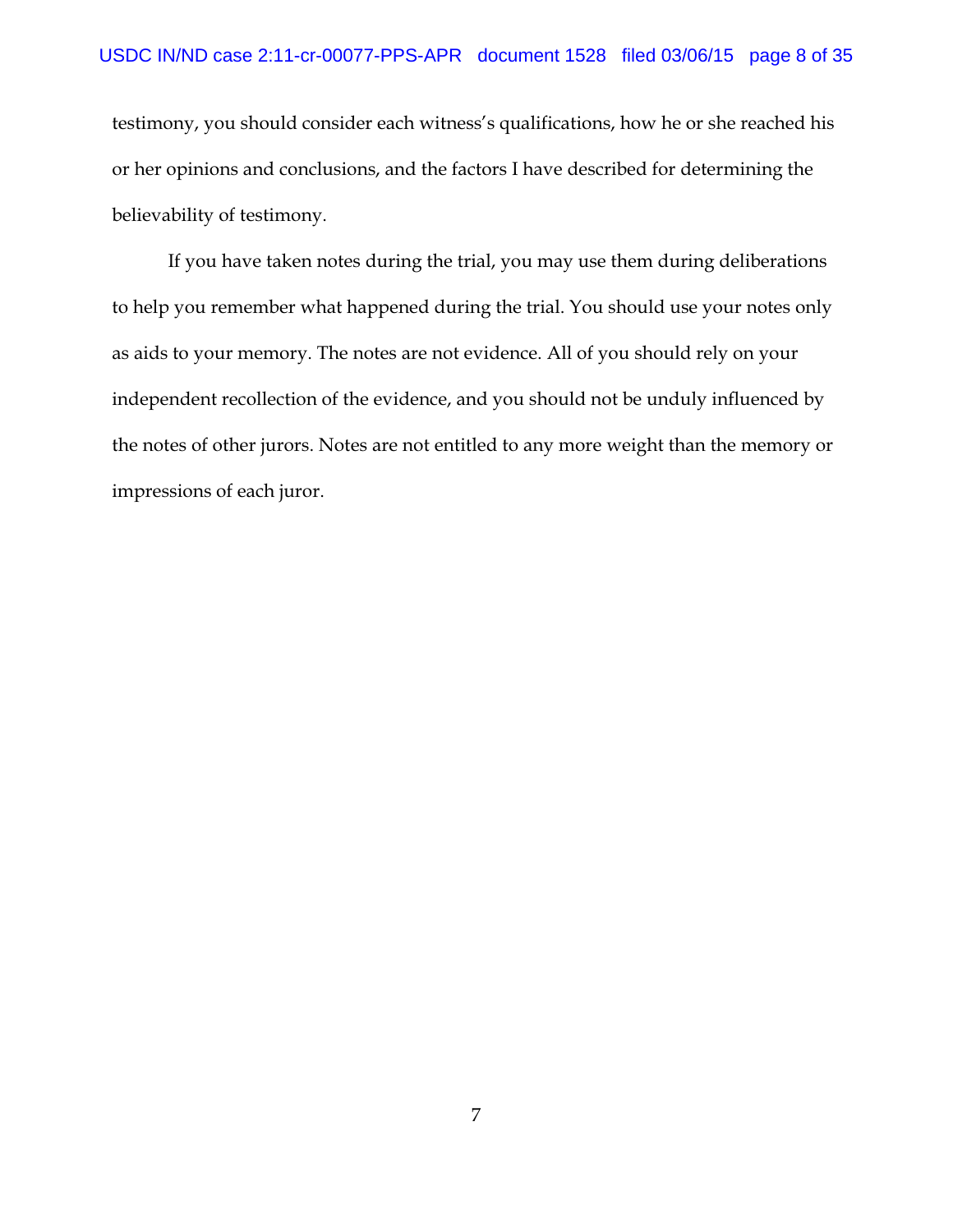testimony, you should consider each witness's qualifications, how he or she reached his or her opinions and conclusions, and the factors I have described for determining the believability of testimony.

If you have taken notes during the trial, you may use them during deliberations to help you remember what happened during the trial. You should use your notes only as aids to your memory. The notes are not evidence. All of you should rely on your independent recollection of the evidence, and you should not be unduly influenced by the notes of other jurors. Notes are not entitled to any more weight than the memory or impressions of each juror.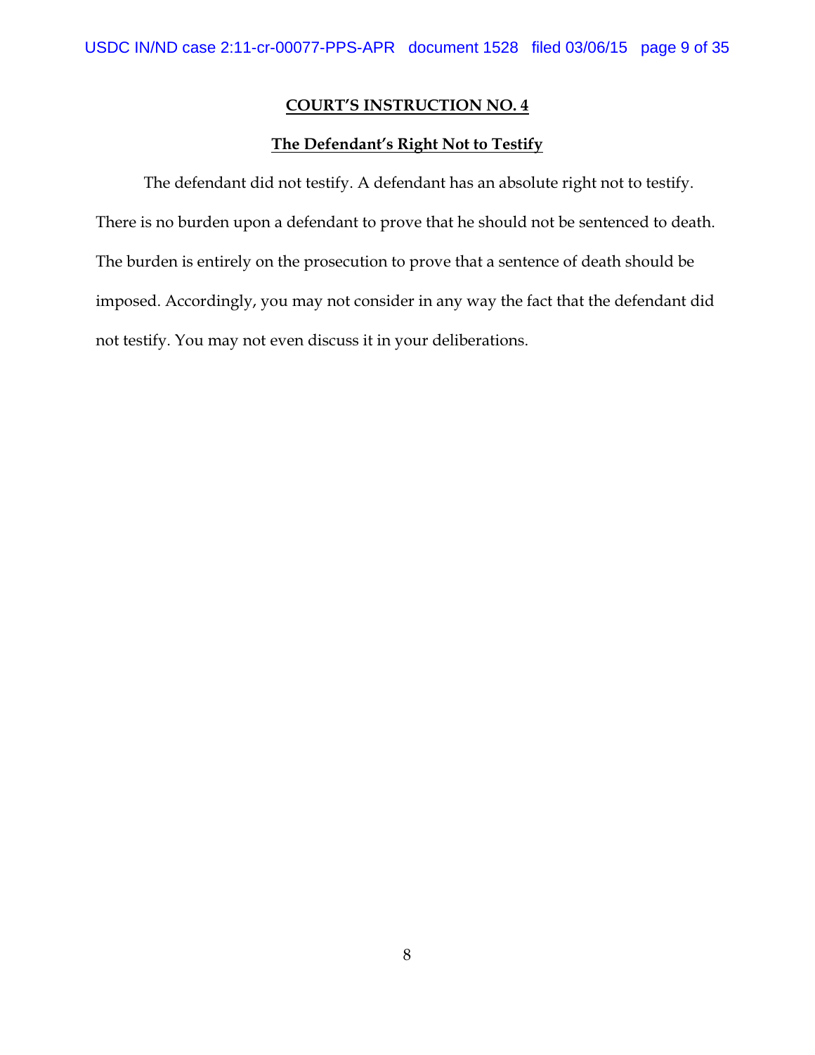## COURT'S INSTRUCTION NO. 4

### The Defendant's Right Not to Testify

The defendant did not testify. A defendant has an absolute right not to testify. There is no burden upon a defendant to prove that he should not be sentenced to death. The burden is entirely on the prosecution to prove that a sentence of death should be imposed. Accordingly, you may not consider in any way the fact that the defendant did not testify. You may not even discuss it in your deliberations.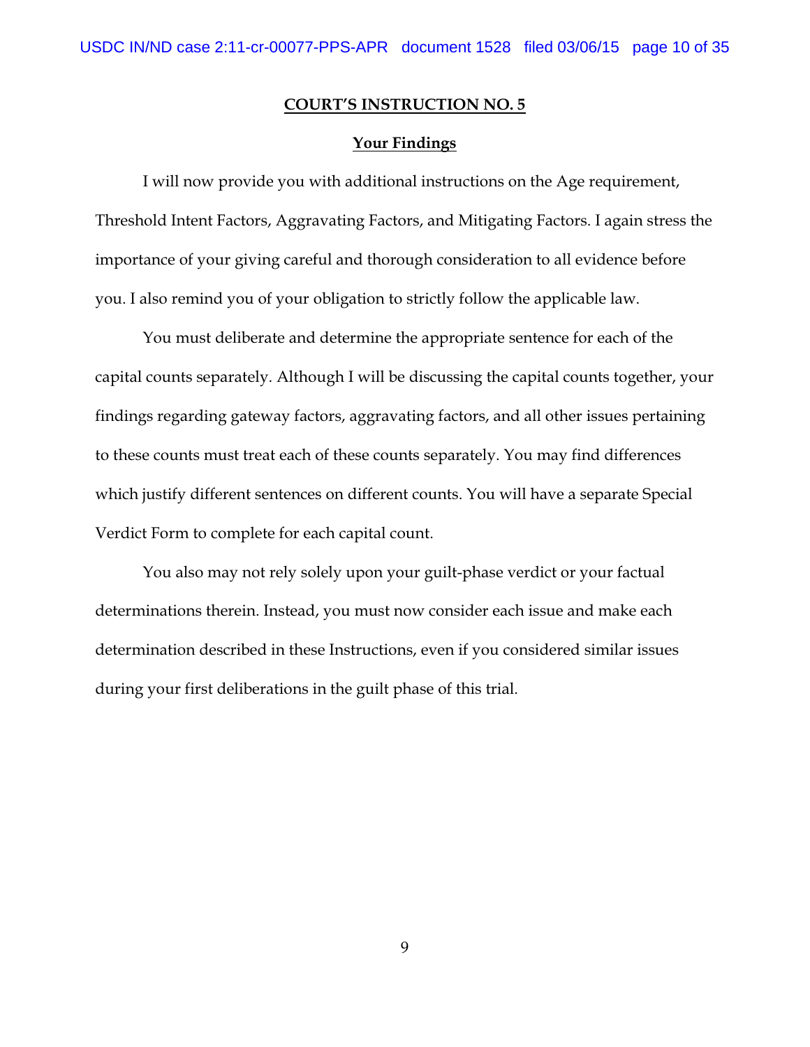## COURT'S INSTRUCTION NO. 5

### Your Findings

I will now provide you with additional instructions on the Age requirement, Threshold Intent Factors, Aggravating Factors, and Mitigating Factors. I again stress the importance of your giving careful and thorough consideration to all evidence before you. I also remind you of your obligation to strictly follow the applicable law.

You must deliberate and determine the appropriate sentence for each of the capital counts separately. Although I will be discussing the capital counts together, your findings regarding gateway factors, aggravating factors, and all other issues pertaining to these counts must treat each of these counts separately. You may find differences which justify different sentences on different counts. You will have a separate Special Verdict Form to complete for each capital count.

You also may not rely solely upon your guilt-phase verdict or your factual determinations therein. Instead, you must now consider each issue and make each determination described in these Instructions, even if you considered similar issues during your first deliberations in the guilt phase of this trial.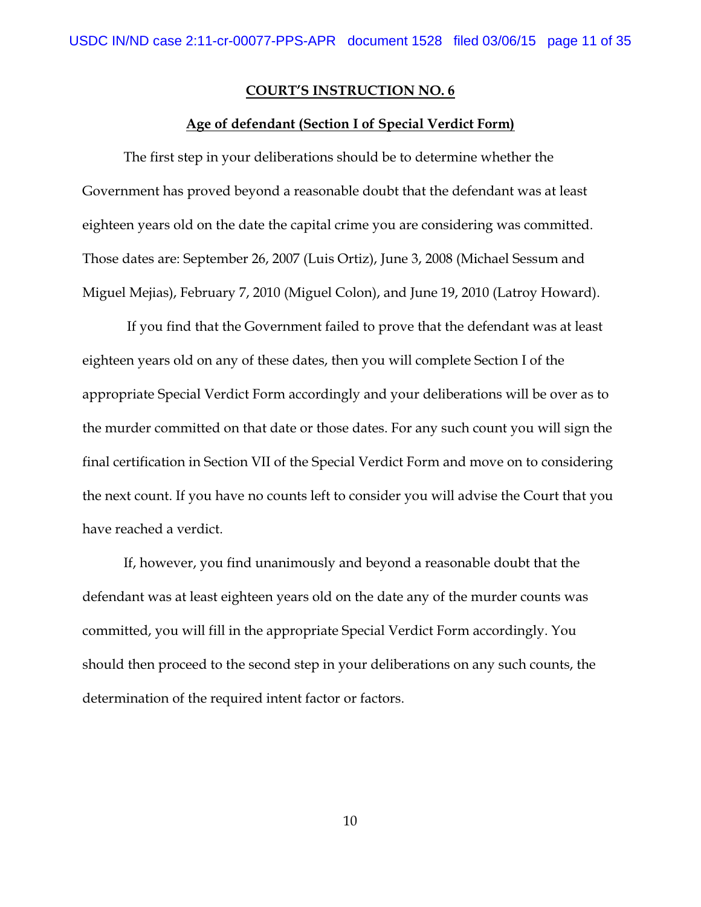**COURT'S INSTRUCTION NO. 6**

**Age of defendant (Section I of Special Verdict Form)**

The first step in your deliberations should be to determine whether the Government has proved beyond a reasonable doubt that the defendant was at least eighteen years old on the date the capital crime you are considering was committed. Those dates are: September 26, 2007 (Luis Ortiz), June 3, 2008 (Michael Sessum and Miguel Mejias), February 7, 2010 (Miguel Colon), and June 19, 2010 (Latroy Howard).

If you find that the Government failed to prove that the defendant was at least eighteen years old on any of these dates, then you will complete Section I of the appropriate Special Verdict Form accordingly and your deliberations will be over as to the murder committed on that date or those dates. For any such count you will sign the final certification in Section VII of the Special Verdict Form and move on to considering the next count. If you have no counts left to consider you will advise the Court that you have reached a verdict.

If, however, you find unanimously and beyond a reasonable doubt that the defendant was at least eighteen years old on the date any of the murder counts was committed, you will fill in the appropriate Special Verdict Form accordingly. You should then proceed to the second step in your deliberations on any such counts, the determination of the required intent factor or factors.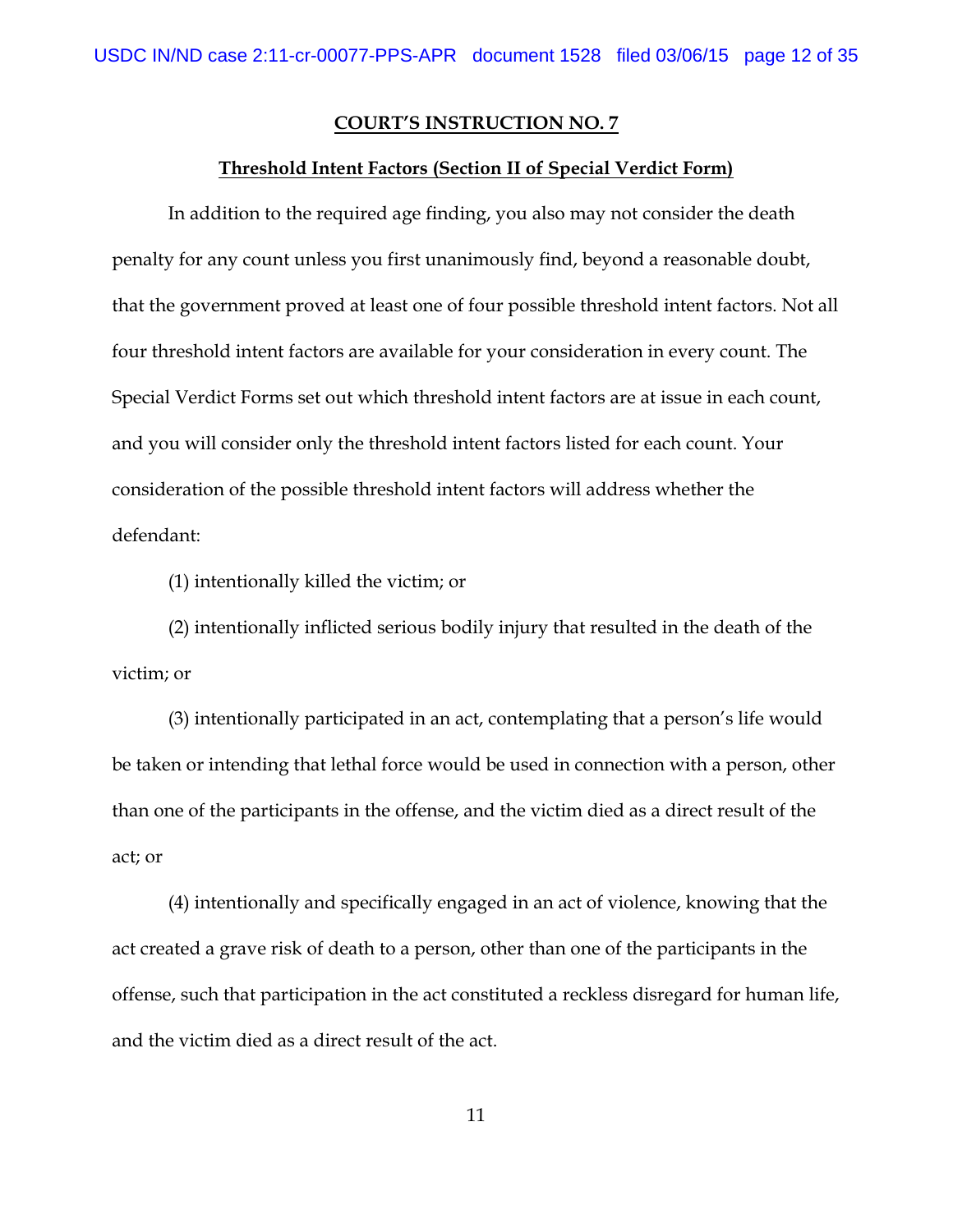**COURT'S INSTRUCTION NO. 7**

**Threshold Intent Factors (Section II of Special Verdict Form)**

In addition to the required age finding, you also may not consider the death penalty for any count unless you first unanimously find, beyond a reasonable doubt, that the government proved at least one of four possible threshold intent factors. Not all four threshold intent factors are available for your consideration in every count. The Special Verdict Forms set out which threshold intent factors are at issue in each count, and you will consider only the threshold intent factors listed for each count. Your consideration of the possible threshold intent factors will address whether the defendant:

(1) intentionally killed the victim; or

(2) intentionally inflicted serious bodily injury that resulted in the death of the victim; or

(3) intentionally participated in an act, contemplating that a person's life would be taken or intending that lethal force would be used in connection with a person, other than one of the participants in the offense, and the victim died as a direct result of the act; or

(4) intentionally and specifically engaged in an act of violence, knowing that the act created a grave risk of death to a person, other than one of the participants in the offense, such that participation in the act constituted a reckless disregard for human life, and the victim died as a direct result of the act.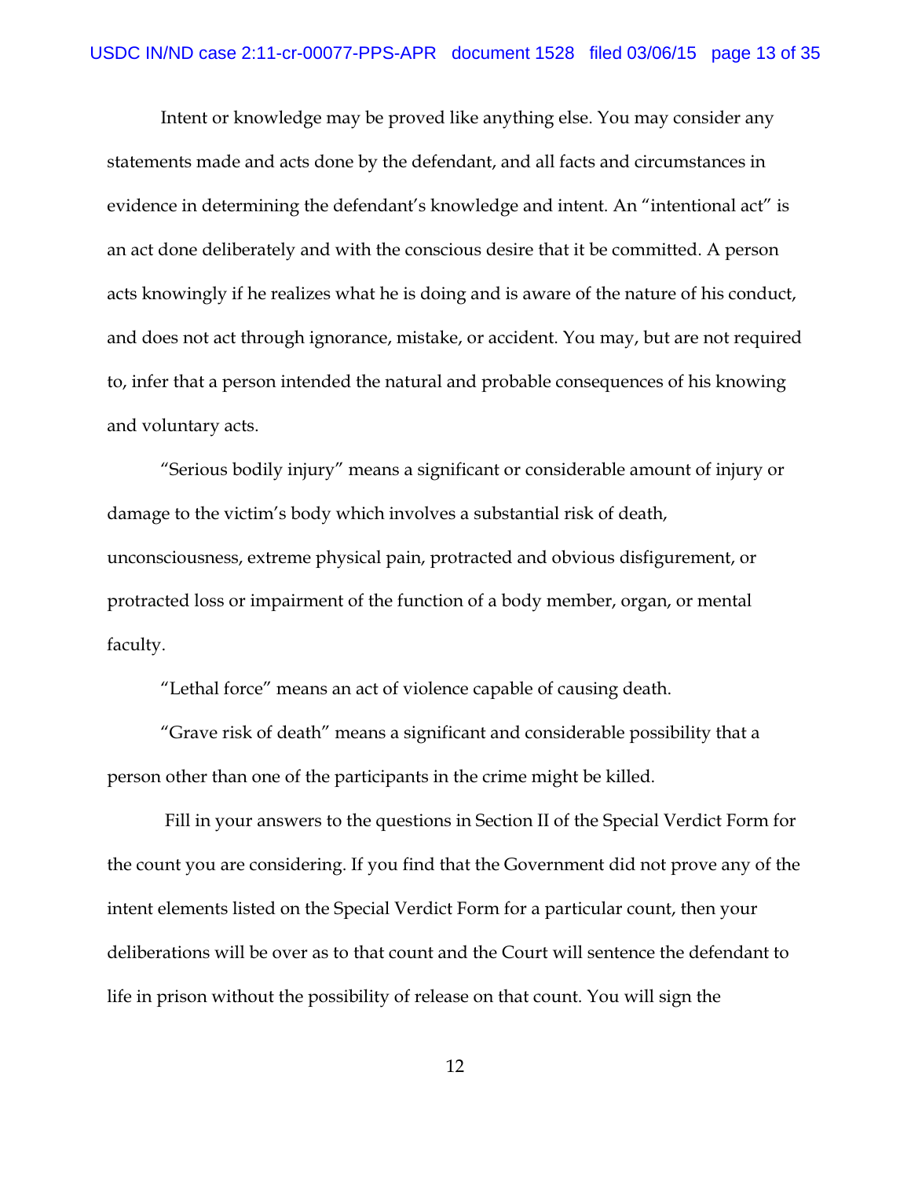Intent or knowledge may be proved like anything else. You may consider any statements made and acts done by the defendant, and all facts and circumstances in evidence in determining the defendant's knowledge and intent. An "intentional act" is an act done deliberately and with the conscious desire that it be committed. A person acts knowingly if he realizes what he is doing and is aware of the nature of his conduct, and does not act through ignorance, mistake, or accident. You may, but are not required to, infer that a person intended the natural and probable consequences of his knowing and voluntary acts.

"Serious bodily injury" means a significant or considerable amount of injury or damage to the victim's body which involves a substantial risk of death, unconsciousness, extreme physical pain, protracted and obvious disfigurement, or protracted loss or impairment of the function of a body member, organ, or mental faculty.

"Lethal force" means an act of violence capable of causing death.

"Grave risk of death" means a significant and considerable possibility that a person other than one of the participants in the crime might be killed.

Fill in your answers to the questions in Section II of the Special Verdict Form for the count you are considering. If you find that the Government did not prove any of the intent elements listed on the Special Verdict Form for a particular count, then your deliberations will be over as to that count and the Court will sentence the defendant to life in prison without the possibility of release on that count. You will sign the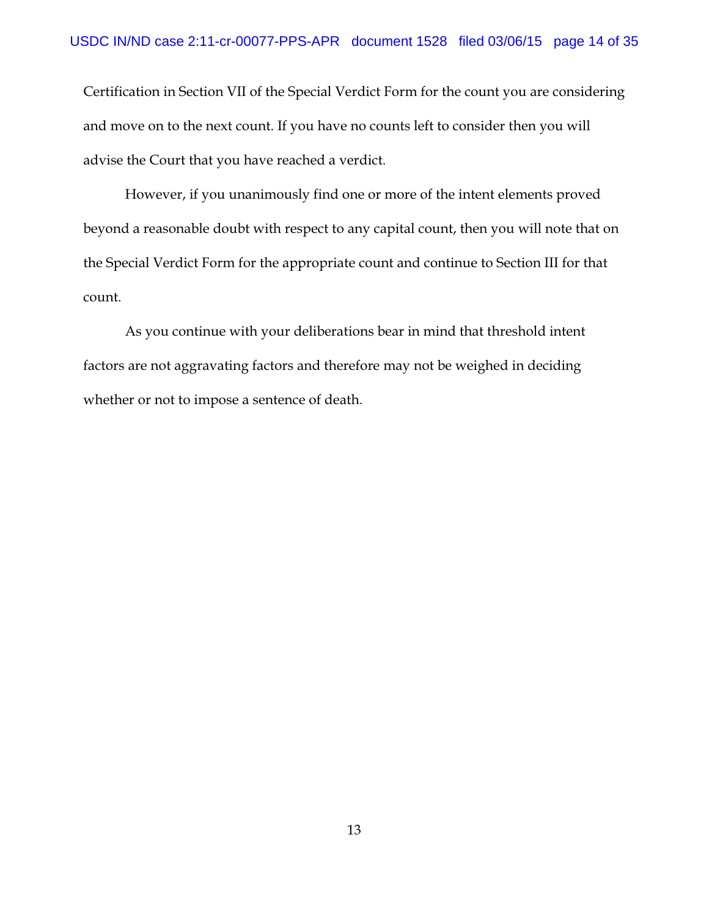Certification in Section VII of the Special Verdict Form for the count you are considering and move on to the next count. If you have no counts left to consider then you will advise the Court that you have reached a verdict.

However, if you unanimously find one or more of the intent elements proved beyond a reasonable doubt with respect to any capital count, then you will note that on the Special Verdict Form for the appropriate count and continue to Section III for that count.

As you continue with your deliberations bear in mind that threshold intent factors are not aggravating factors and therefore may not be weighed in deciding whether or not to impose a sentence of death.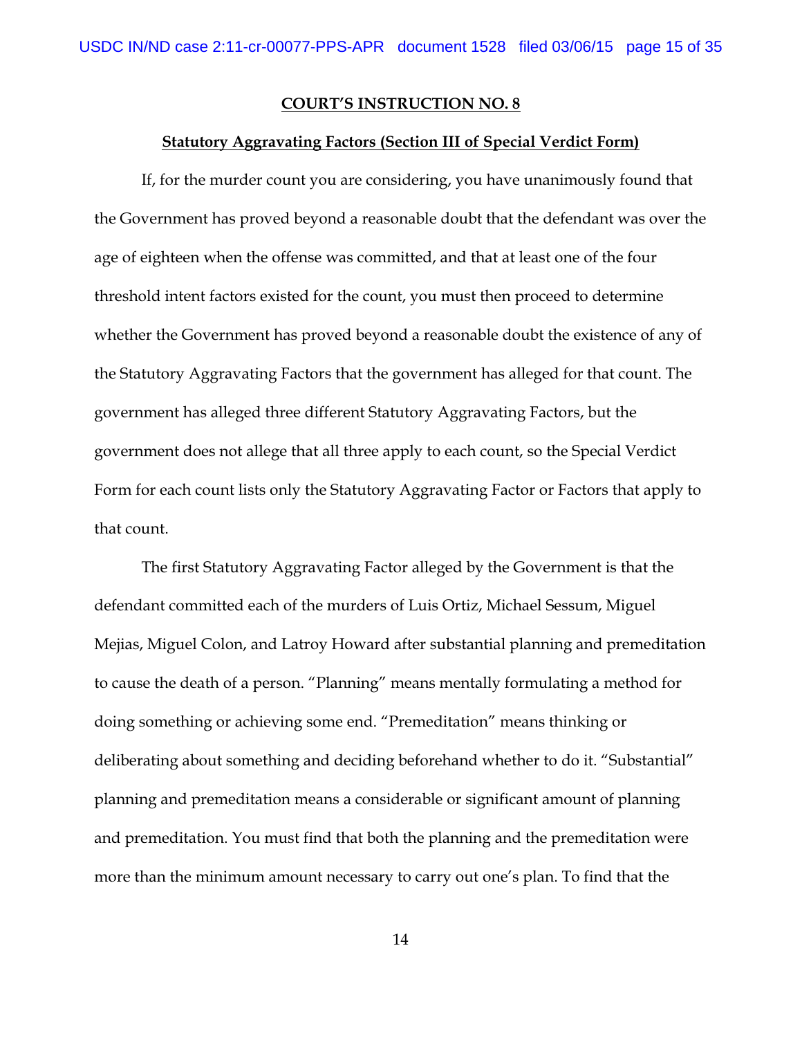**COURT'S INSTRUCTION NO. 8**

**Statutory Aggravating Factors (Section III of Special Verdict Form)**

If, for the murder count you are considering, you have unanimously found that the Government has proved beyond a reasonable doubt that the defendant was over the age of eighteen when the offense was committed, and that at least one of the four threshold intent factors existed for the count, you must then proceed to determine whether the Government has proved beyond a reasonable doubt the existence of any of the Statutory Aggravating Factors that the government has alleged for that count. The government has alleged three different Statutory Aggravating Factors, but the government does not allege that all three apply to each count, so the Special Verdict Form for each count lists only the Statutory Aggravating Factor or Factors that apply to that count.

The first Statutory Aggravating Factor alleged by the Government is that the defendant committed each of the murders of Luis Ortiz, Michael Sessum, Miguel Mejias, Miguel Colon, and Latroy Howard after substantial planning and premeditation to cause the death of a person. "Planning" means mentally formulating a method for doing something or achieving some end. "Premeditation" means thinking or deliberating about something and deciding beforehand whether to do it. "Substantial" planning and premeditation means a considerable or significant amount of planning and premeditation. You must find that both the planning and the premeditation were more than the minimum amount necessary to carry out one's plan. To find that the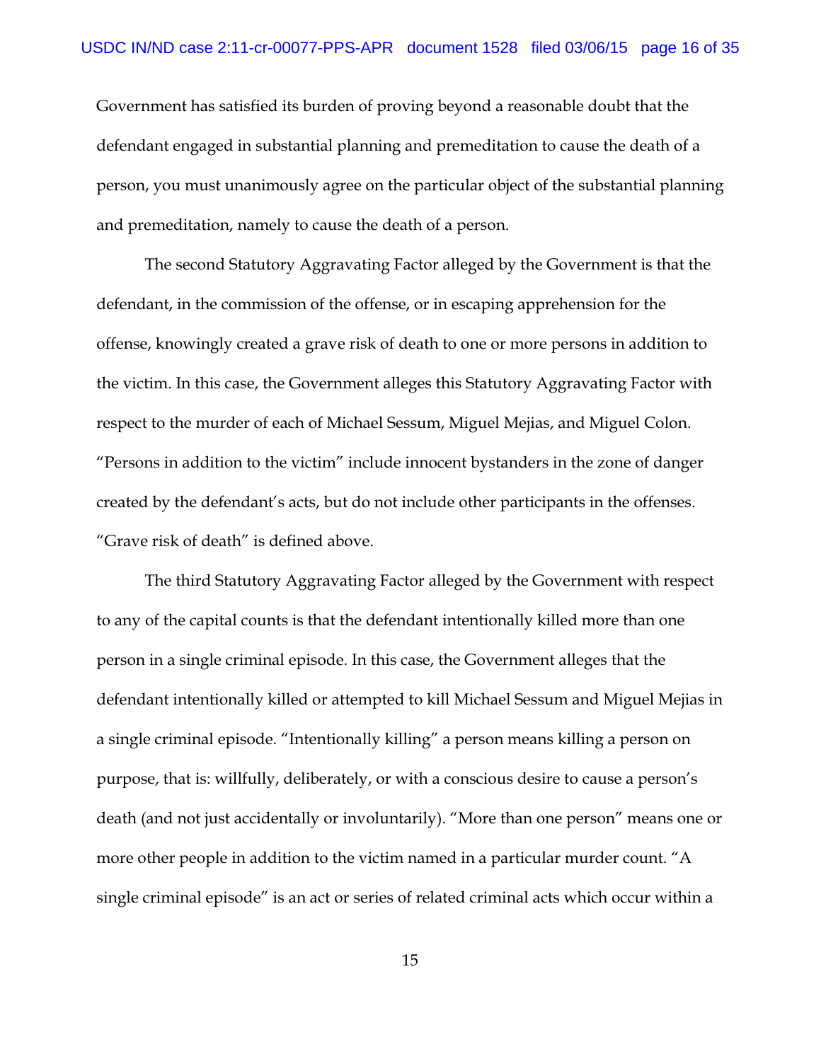Government has satisfied its burden of proving beyond a reasonable doubt that the defendant engaged in substantial planning and premeditation to cause the death of a person, you must unanimously agree on the particular object of the substantial planning and premeditation, namely to cause the death of a person.

The second Statutory Aggravating Factor alleged by the Government is that the defendant, in the commission of the offense, or in escaping apprehension for the offense, knowingly created a grave risk of death to one or more persons in addition to the victim. In this case, the Government alleges this Statutory Aggravating Factor with respect to the murder of each of Michael Sessum, Miguel Mejias, and Miguel Colon. "Persons in addition to the victim" include innocent bystanders in the zone of danger created by the defendant's acts, but do not include other participants in the offenses. "Grave risk of death" is defined above.

The third Statutory Aggravating Factor alleged by the Government with respect to any of the capital counts is that the defendant intentionally killed more than one person in a single criminal episode. In this case, the Government alleges that the defendant intentionally killed or attempted to kill Michael Sessum and Miguel Mejias in a single criminal episode. "Intentionally killing" a person means killing a person on purpose, that is: willfully, deliberately, or with a conscious desire to cause a person's death (and not just accidentally or involuntarily). "More than one person" means one or more other people in addition to the victim named in a particular murder count. "A single criminal episode" is an act or series of related criminal acts which occur within a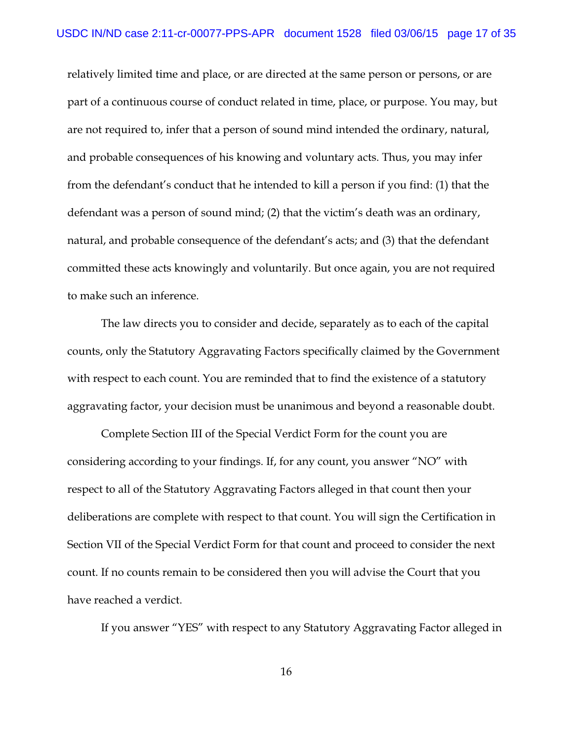relatively limited time and place, or are directed at the same person or persons, or are part of a continuous course of conduct related in time, place, or purpose. You may, but are not required to, infer that a person of sound mind intended the ordinary, natural, and probable consequences of his knowing and voluntary acts. Thus, you may infer from the defendant's conduct that he intended to kill a person if you find: (1) that the defendant was a person of sound mind; (2) that the victim's death was an ordinary, natural, and probable consequence of the defendant's acts; and (3) that the defendant committed these acts knowingly and voluntarily. But once again, you are not required to make such an inference.

The law directs you to consider and decide, separately as to each of the capital counts, only the Statutory Aggravating Factors specifically claimed by the Government with respect to each count. You are reminded that to find the existence of a statutory aggravating factor, your decision must be unanimous and beyond a reasonable doubt.

Complete Section III of the Special Verdict Form for the count you are considering according to your findings. If, for any count, you answer "NO" with respect to all of the Statutory Aggravating Factors alleged in that count then your deliberations are complete with respect to that count. You will sign the Certification in Section VII of the Special Verdict Form for that count and proceed to consider the next count. If no counts remain to be considered then you will advise the Court that you have reached a verdict.

If you answer "YES" with respect to any Statutory Aggravating Factor alleged in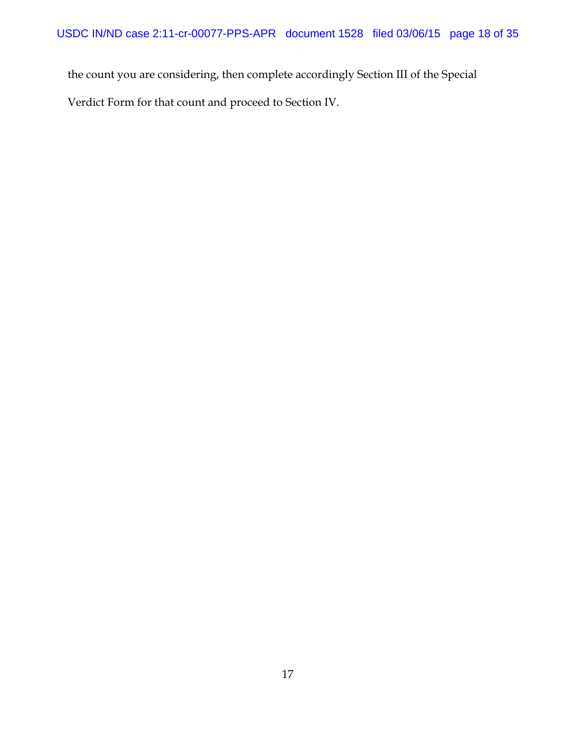the count you are considering, then complete accordingly Section III of the Special Verdict Form for that count and proceed to Section IV.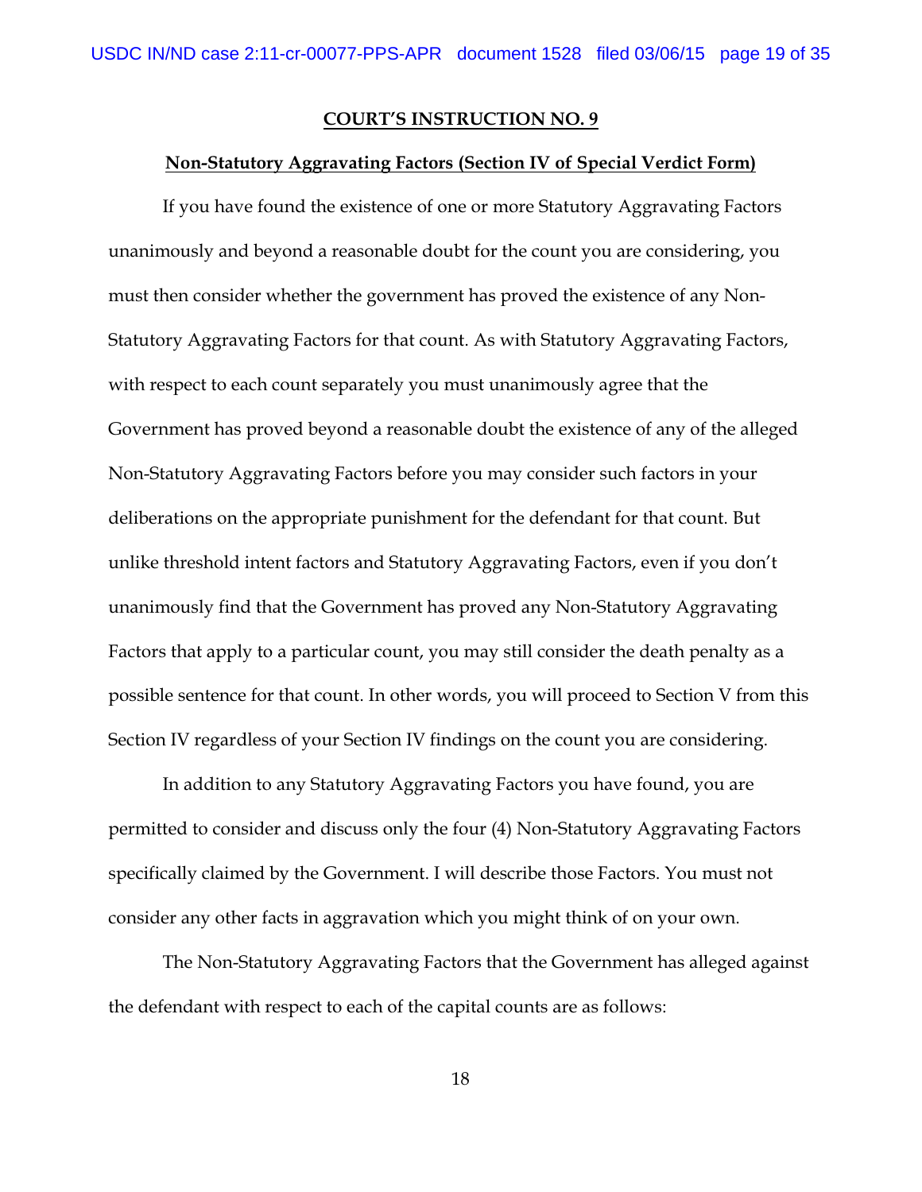**COURT'S INSTRUCTION NO. 9**

**Non-Statutory Aggravating Factors (Section IV of Special Verdict Form)**

If you have found the existence of one or more Statutory Aggravating Factors unanimously and beyond a reasonable doubt for the count you are considering, you must then consider whether the government has proved the existence of any Non-Statutory Aggravating Factors for that count. As with Statutory Aggravating Factors, with respect to each count separately you must unanimously agree that the Government has proved beyond a reasonable doubt the existence of any of the alleged Non-Statutory Aggravating Factors before you may consider such factors in your deliberations on the appropriate punishment for the defendant for that count. But unlike threshold intent factors and Statutory Aggravating Factors, even if you don't unanimously find that the Government has proved any Non-Statutory Aggravating Factors that apply to a particular count, you may still consider the death penalty as a possible sentence for that count. In other words, you will proceed to Section V from this Section IV regardless of your Section IV findings on the count you are considering.

In addition to any Statutory Aggravating Factors you have found, you are permitted to consider and discuss only the four (4) Non-Statutory Aggravating Factors specifically claimed by the Government. I will describe those Factors. You must not consider any other facts in aggravation which you might think of on your own.

The Non-Statutory Aggravating Factors that the Government has alleged against the defendant with respect to each of the capital counts are as follows: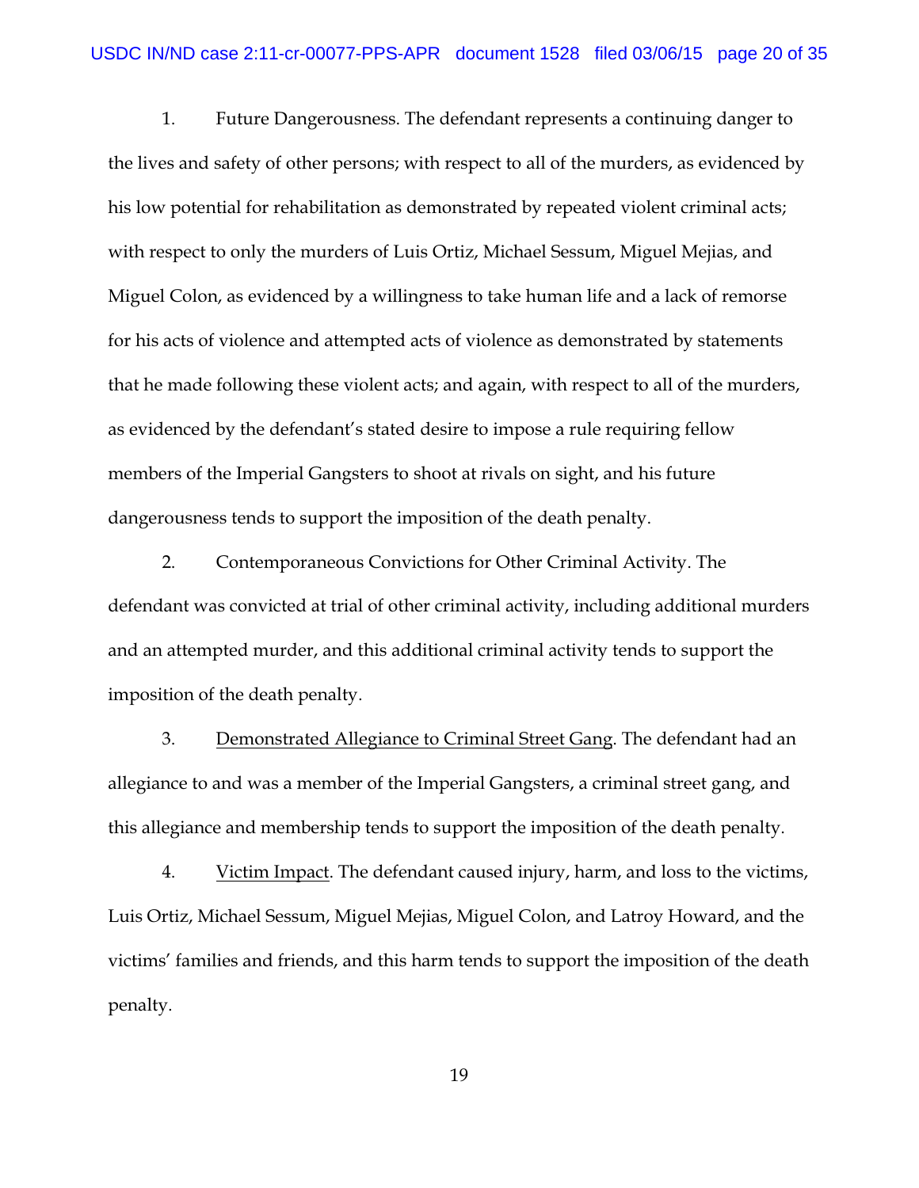1. Future Dangerousness. The defendant represents a continuing danger to the lives and safety of other persons; with respect to all of the murders, as evidenced by his low potential for rehabilitation as demonstrated by repeated violent criminal acts; with respect to only the murders of Luis Ortiz, Michael Sessum, Miguel Mejias, and Miguel Colon, as evidenced by a willingness to take human life and a lack of remorse for his acts of violence and attempted acts of violence as demonstrated by statements that he made following these violent acts; and again, with respect to all of the murders, as evidenced by the defendant's stated desire to impose a rule requiring fellow members of the Imperial Gangsters to shoot at rivals on sight, and his future dangerousness tends to support the imposition of the death penalty.

2. Contemporaneous Convictions for Other Criminal Activity. The defendant was convicted at trial of other criminal activity, including additional murders and an attempted murder, and this additional criminal activity tends to support the imposition of the death penalty.

3. Demonstrated Allegiance to Criminal Street Gang. The defendant had an allegiance to and was a member of the Imperial Gangsters, a criminal street gang, and this allegiance and membership tends to support the imposition of the death penalty.

4. Victim Impact. The defendant caused injury, harm, and loss to the victims, Luis Ortiz, Michael Sessum, Miguel Mejias, Miguel Colon, and Latroy Howard, and the victims' families and friends, and this harm tends to support the imposition of the death penalty.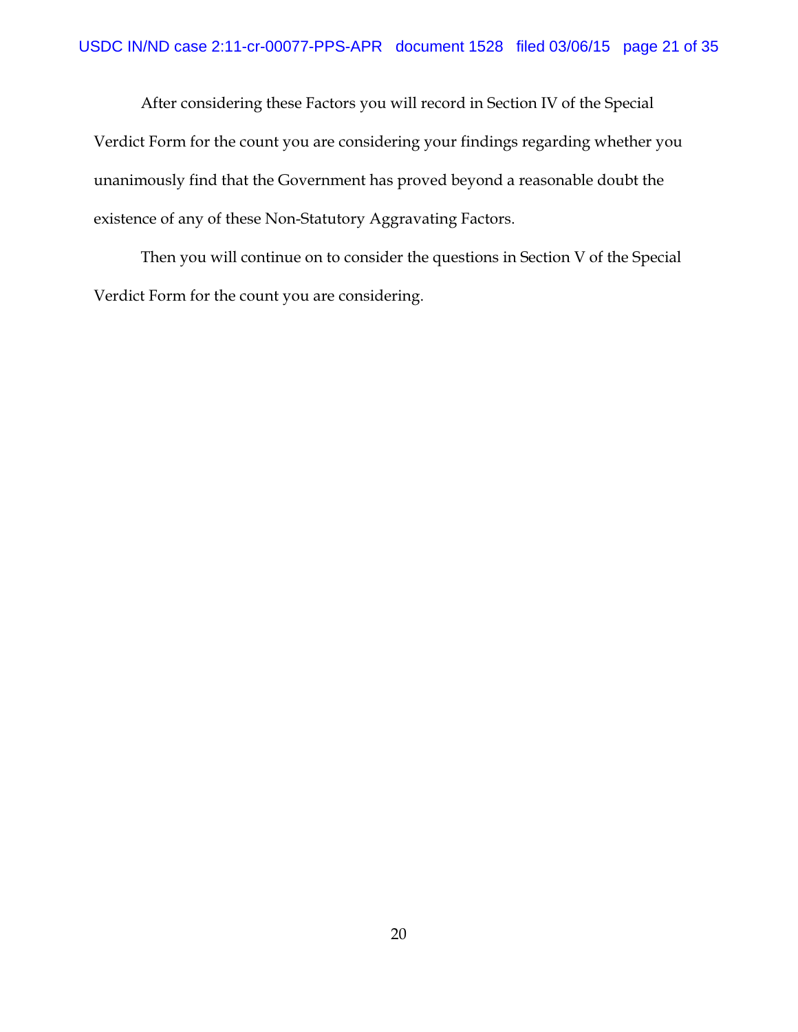After considering these Factors you will record in Section IV of the Special Verdict Form for the count you are considering your findings regarding whether you unanimously find that the Government has proved beyond a reasonable doubt the existence of any of these Non-Statutory Aggravating Factors.

Then you will continue on to consider the questions in Section V of the Special Verdict Form for the count you are considering.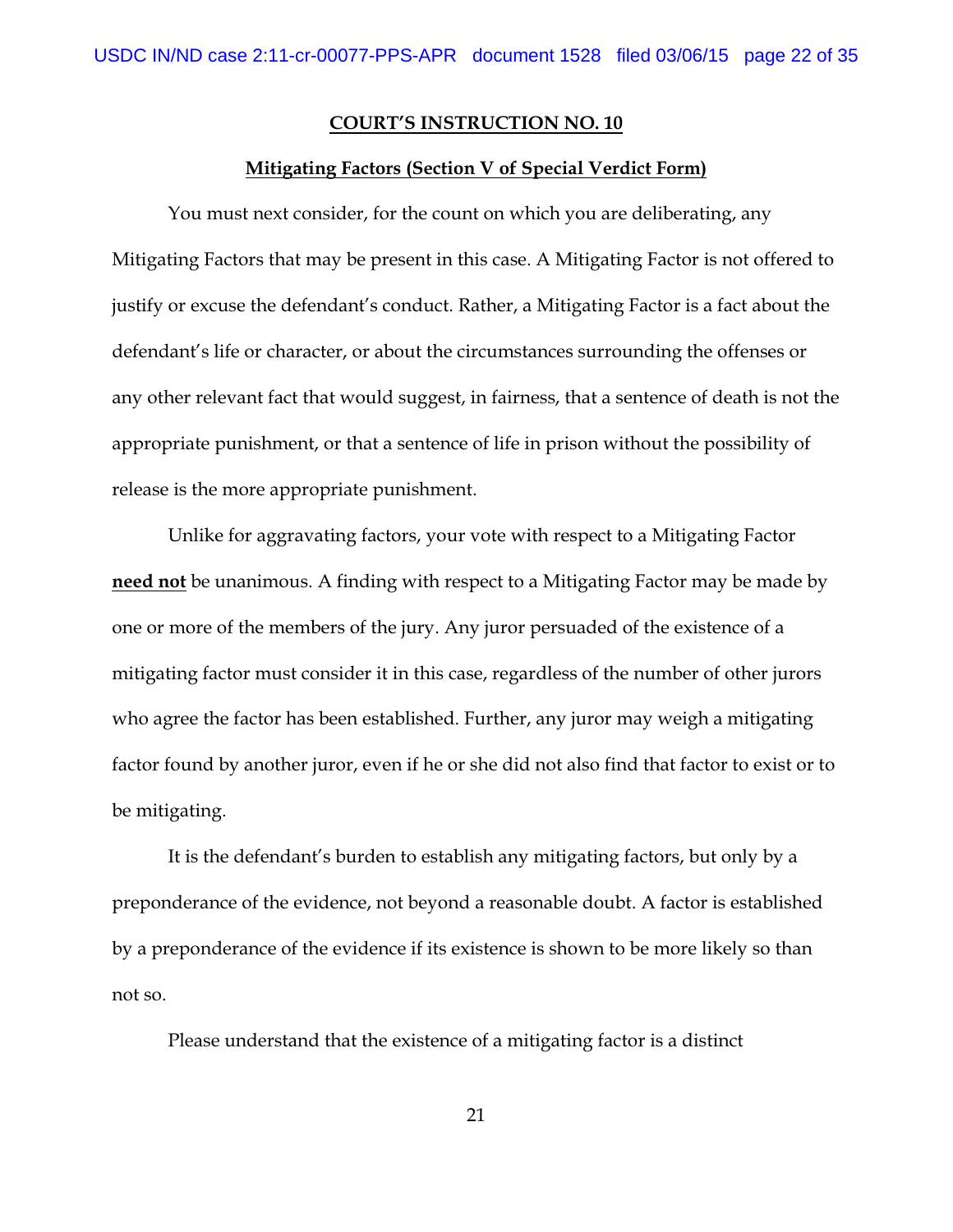**COURT'S INSTRUCTION NO. 10**

**Mitigating Factors (Section V of Special Verdict Form)**

You must next consider, for the count on which you are deliberating, any Mitigating Factors that may be present in this case. A Mitigating Factor is not offered to justify or excuse the defendant's conduct. Rather, a Mitigating Factor is a fact about the defendant's life or character, or about the circumstances surrounding the offenses or any other relevant fact that would suggest, in fairness, that a sentence of death is not the appropriate punishment, or that a sentence of life in prison without the possibility of release is the more appropriate punishment.

Unlike for aggravating factors, your vote with respect to a Mitigating Factor **need not** be unanimous. A finding with respect to a Mitigating Factor may be made by one or more of the members of the jury. Any juror persuaded of the existence of a mitigating factor must consider it in this case, regardless of the number of other jurors who agree the factor has been established. Further, any juror may weigh a mitigating factor found by another juror, even if he or she did not also find that factor to exist or to be mitigating.

It is the defendant's burden to establish any mitigating factors, but only by a preponderance of the evidence, not beyond a reasonable doubt. A factor is established by a preponderance of the evidence if its existence is shown to be more likely so than not so.

Please understand that the existence of a mitigating factor is a distinct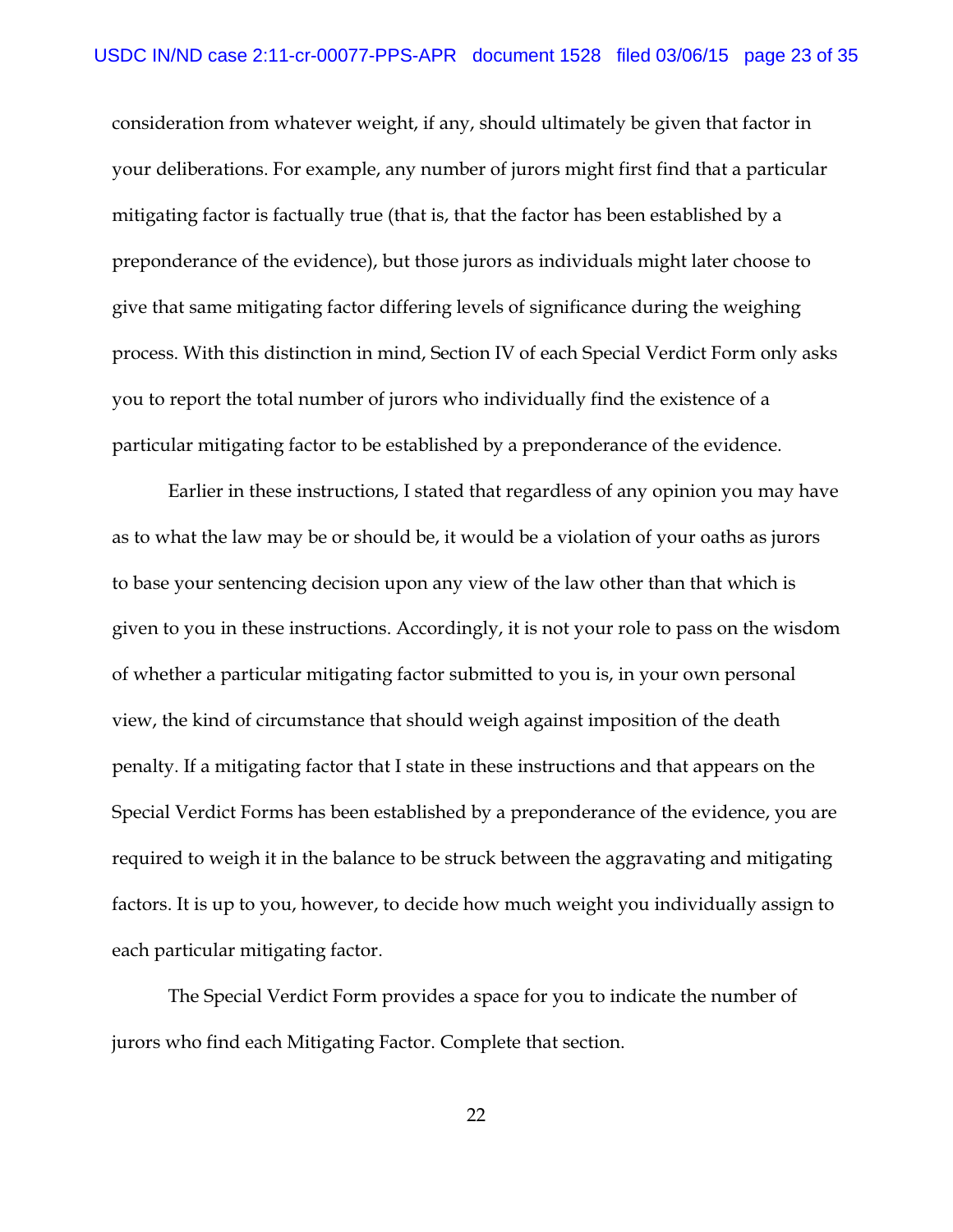consideration from whatever weight, if any, should ultimately be given that factor in your deliberations. For example, any number of jurors might first find that a particular mitigating factor is factually true (that is, that the factor has been established by a preponderance of the evidence), but those jurors as individuals might later choose to give that same mitigating factor differing levels of significance during the weighing process. With this distinction in mind, Section IV of each Special Verdict Form only asks you to report the total number of jurors who individually find the existence of a particular mitigating factor to be established by a preponderance of the evidence.

Earlier in these instructions, I stated that regardless of any opinion you may have as to what the law may be or should be, it would be a violation of your oaths as jurors to base your sentencing decision upon any view of the law other than that which is given to you in these instructions. Accordingly, it is not your role to pass on the wisdom of whether a particular mitigating factor submitted to you is, in your own personal view, the kind of circumstance that should weigh against imposition of the death penalty. If a mitigating factor that I state in these instructions and that appears on the Special Verdict Forms has been established by a preponderance of the evidence, you are required to weigh it in the balance to be struck between the aggravating and mitigating factors. It is up to you, however, to decide how much weight you individually assign to each particular mitigating factor.

The Special Verdict Form provides a space for you to indicate the number of jurors who find each Mitigating Factor. Complete that section.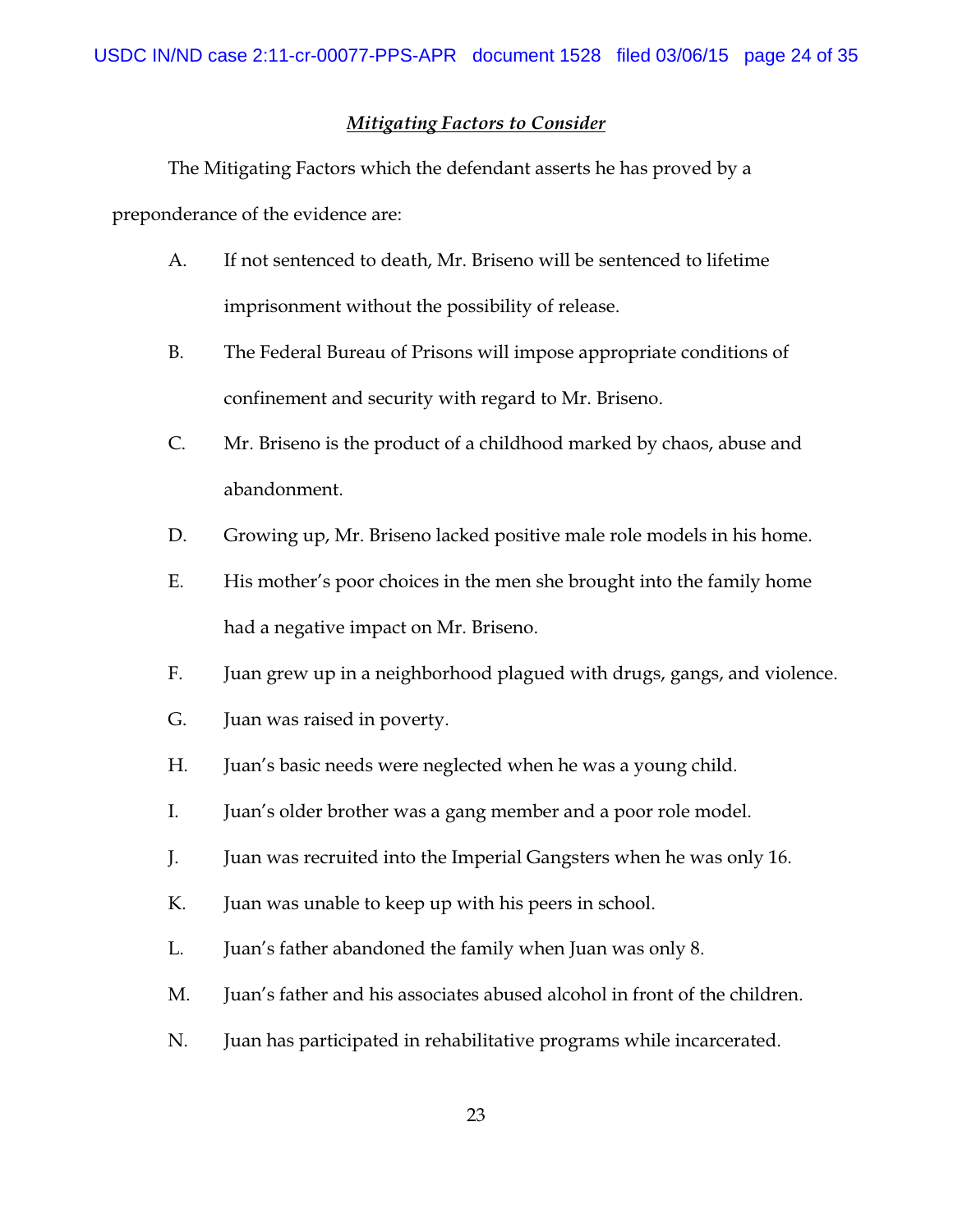***Mitigating Factors to Consider***

The Mitigating Factors which the defendant asserts he has proved by a preponderance of the evidence are:

A. If not sentenced to death, Mr. Briseno will be sentenced to lifetime imprisonment without the possibility of release.

B. The Federal Bureau of Prisons will impose appropriate conditions of confinement and security with regard to Mr. Briseno.

C. Mr. Briseno is the product of a childhood marked by chaos, abuse and abandonment.

D. Growing up, Mr. Briseno lacked positive male role models in his home.

E. His mother's poor choices in the men she brought into the family home had a negative impact on Mr. Briseno.

F. Juan grew up in a neighborhood plagued with drugs, gangs, and violence.

G. Juan was raised in poverty.

H. Juan's basic needs were neglected when he was a young child.

I. Juan's older brother was a gang member and a poor role model.

J. Juan was recruited into the Imperial Gangsters when he was only 16.

K. Juan was unable to keep up with his peers in school.

L. Juan's father abandoned the family when Juan was only 8.

M. Juan's father and his associates abused alcohol in front of the children.

N. Juan has participated in rehabilitative programs while incarcerated.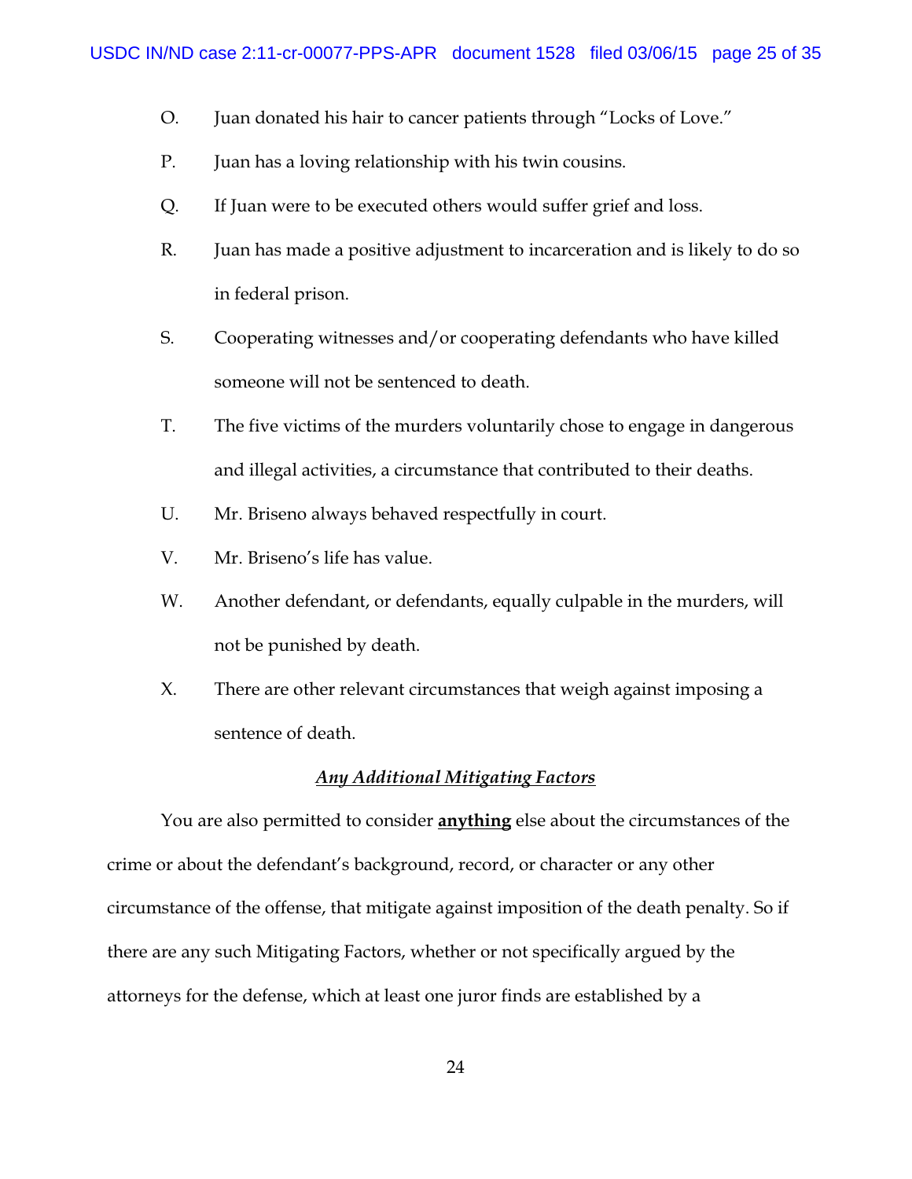O. Juan donated his hair to cancer patients through "Locks of Love."

P. Juan has a loving relationship with his twin cousins.

Q. If Juan were to be executed others would suffer grief and loss.

R. Juan has made a positive adjustment to incarceration and is likely to do so in federal prison.

S. Cooperating witnesses and/or cooperating defendants who have killed someone will not be sentenced to death.

T. The five victims of the murders voluntarily chose to engage in dangerous and illegal activities, a circumstance that contributed to their deaths.

U. Mr. Briseno always behaved respectfully in court.

V. Mr. Briseno's life has value.

W. Another defendant, or defendants, equally culpable in the murders, will not be punished by death.

X. There are other relevant circumstances that weigh against imposing a sentence of death.

### ***Any Additional Mitigating Factors***

You are also permitted to consider **anything** else about the circumstances of the crime or about the defendant's background, record, or character or any other circumstance of the offense, that mitigate against imposition of the death penalty. So if there are any such Mitigating Factors, whether or not specifically argued by the attorneys for the defense, which at least one juror finds are established by a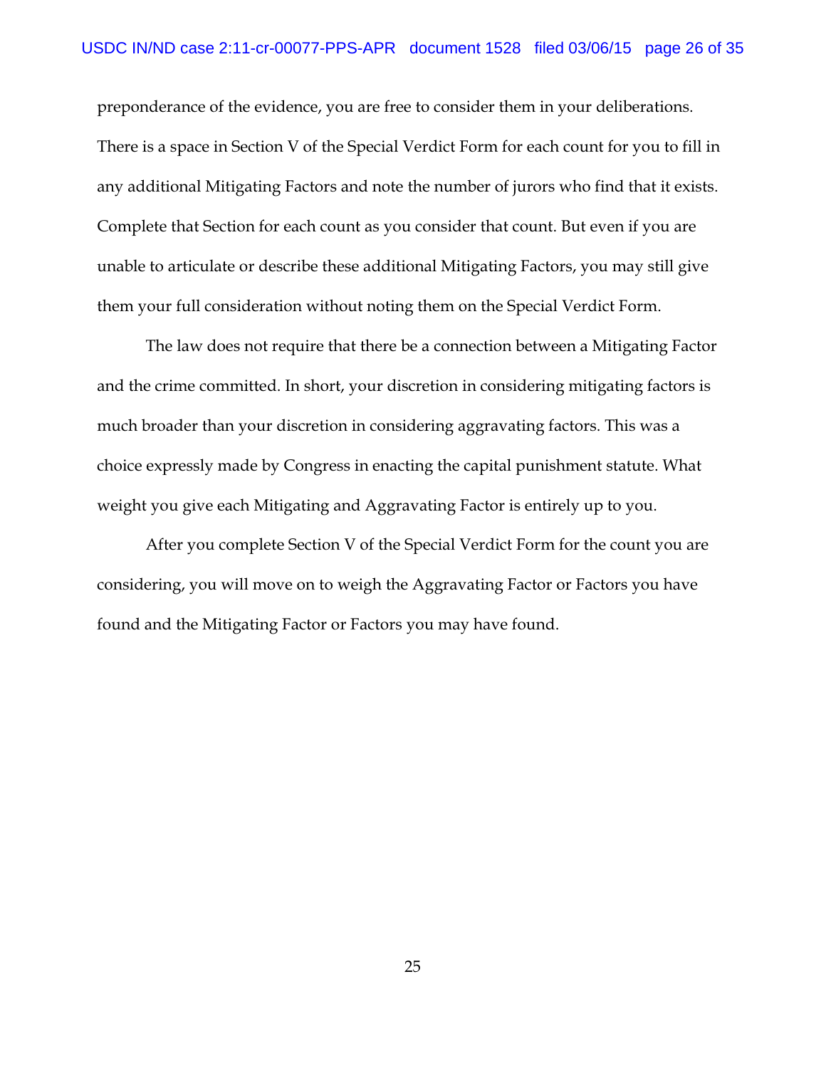preponderance of the evidence, you are free to consider them in your deliberations. There is a space in Section V of the Special Verdict Form for each count for you to fill in any additional Mitigating Factors and note the number of jurors who find that it exists. Complete that Section for each count as you consider that count. But even if you are unable to articulate or describe these additional Mitigating Factors, you may still give them your full consideration without noting them on the Special Verdict Form.

The law does not require that there be a connection between a Mitigating Factor and the crime committed. In short, your discretion in considering mitigating factors is much broader than your discretion in considering aggravating factors. This was a choice expressly made by Congress in enacting the capital punishment statute. What weight you give each Mitigating and Aggravating Factor is entirely up to you.

After you complete Section V of the Special Verdict Form for the count you are considering, you will move on to weigh the Aggravating Factor or Factors you have found and the Mitigating Factor or Factors you may have found.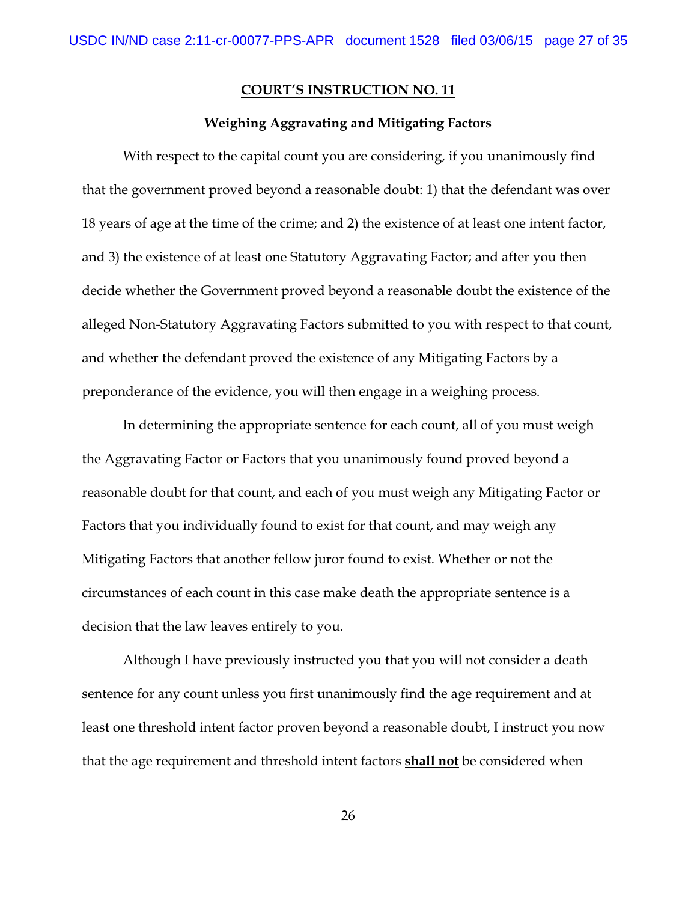**COURT'S INSTRUCTION NO. 11**

**Weighing Aggravating and Mitigating Factors**

With respect to the capital count you are considering, if you unanimously find that the government proved beyond a reasonable doubt: 1) that the defendant was over 18 years of age at the time of the crime; and 2) the existence of at least one intent factor, and 3) the existence of at least one Statutory Aggravating Factor; and after you then decide whether the Government proved beyond a reasonable doubt the existence of the alleged Non-Statutory Aggravating Factors submitted to you with respect to that count, and whether the defendant proved the existence of any Mitigating Factors by a preponderance of the evidence, you will then engage in a weighing process.

In determining the appropriate sentence for each count, all of you must weigh the Aggravating Factor or Factors that you unanimously found proved beyond a reasonable doubt for that count, and each of you must weigh any Mitigating Factor or Factors that you individually found to exist for that count, and may weigh any Mitigating Factors that another fellow juror found to exist. Whether or not the circumstances of each count in this case make death the appropriate sentence is a decision that the law leaves entirely to you.

Although I have previously instructed you that you will not consider a death sentence for any count unless you first unanimously find the age requirement and at least one threshold intent factor proven beyond a reasonable doubt, I instruct you now that the age requirement and threshold intent factors **shall not** be considered when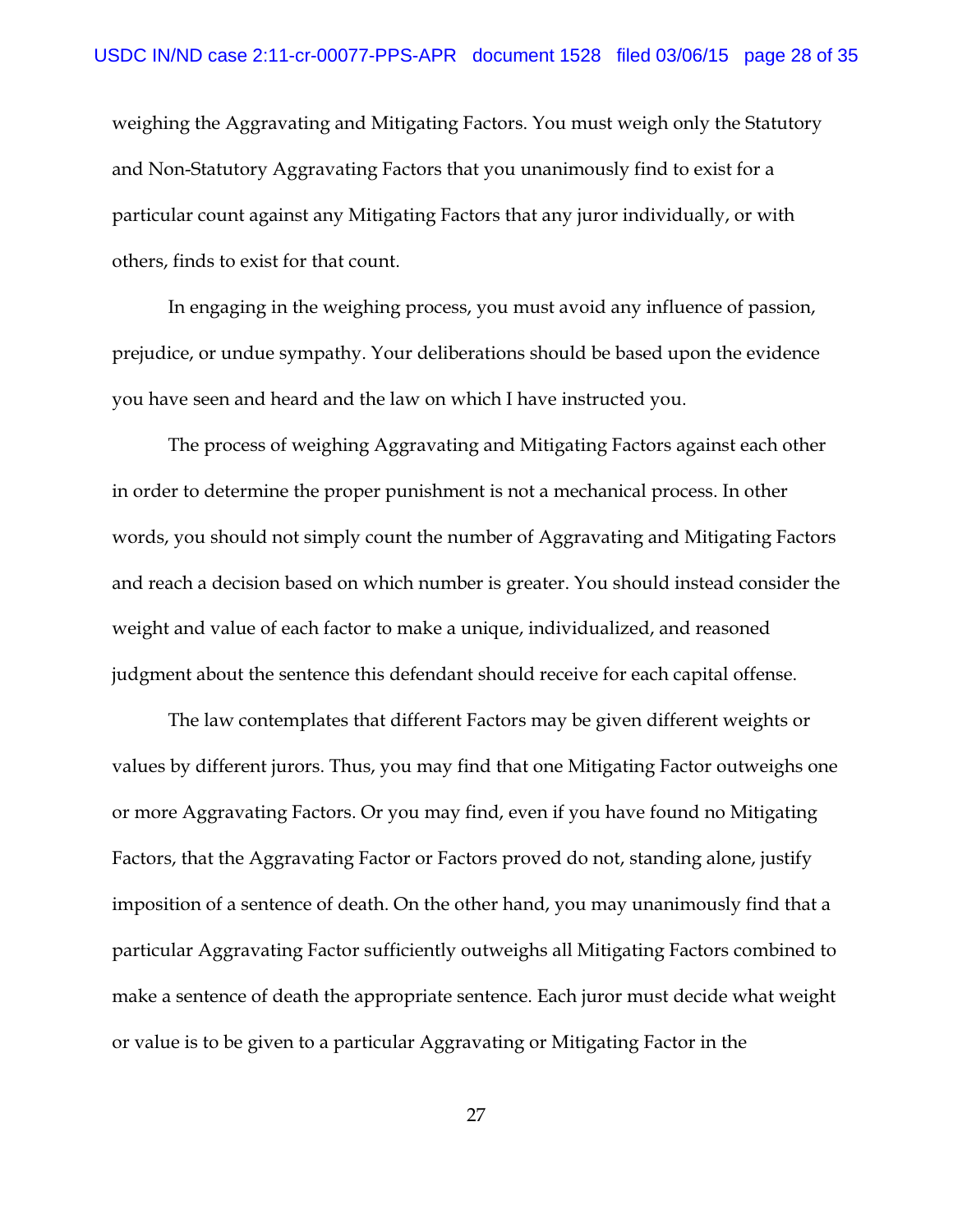weighing the Aggravating and Mitigating Factors. You must weigh only the Statutory and Non-Statutory Aggravating Factors that you unanimously find to exist for a particular count against any Mitigating Factors that any juror individually, or with others, finds to exist for that count.

In engaging in the weighing process, you must avoid any influence of passion, prejudice, or undue sympathy. Your deliberations should be based upon the evidence you have seen and heard and the law on which I have instructed you.

The process of weighing Aggravating and Mitigating Factors against each other in order to determine the proper punishment is not a mechanical process. In other words, you should not simply count the number of Aggravating and Mitigating Factors and reach a decision based on which number is greater. You should instead consider the weight and value of each factor to make a unique, individualized, and reasoned judgment about the sentence this defendant should receive for each capital offense.

The law contemplates that different Factors may be given different weights or values by different jurors. Thus, you may find that one Mitigating Factor outweighs one or more Aggravating Factors. Or you may find, even if you have found no Mitigating Factors, that the Aggravating Factor or Factors proved do not, standing alone, justify imposition of a sentence of death. On the other hand, you may unanimously find that a particular Aggravating Factor sufficiently outweighs all Mitigating Factors combined to make a sentence of death the appropriate sentence. Each juror must decide what weight or value is to be given to a particular Aggravating or Mitigating Factor in the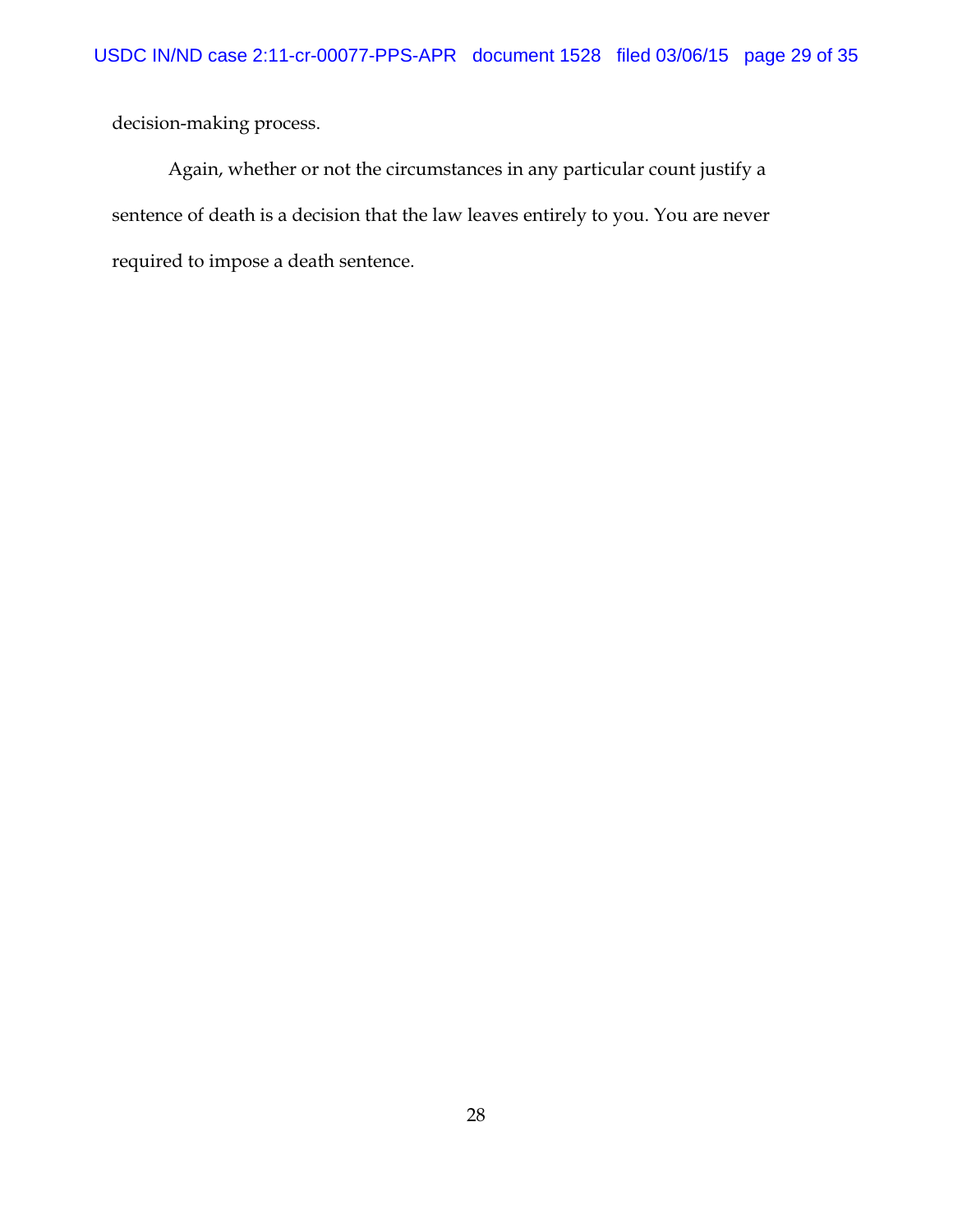decision-making process.

Again, whether or not the circumstances in any particular count justify a sentence of death is a decision that the law leaves entirely to you. You are never required to impose a death sentence.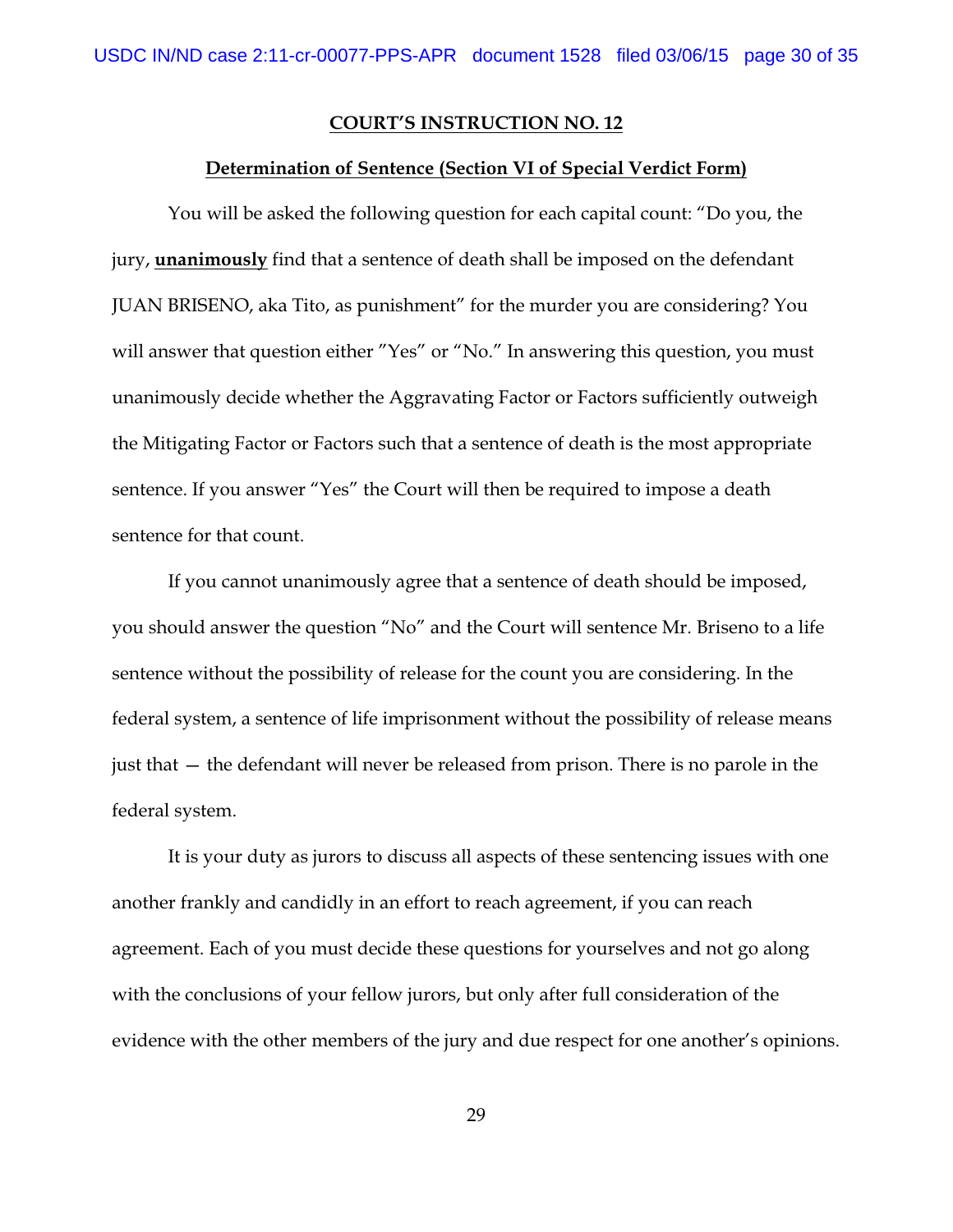**COURT'S INSTRUCTION NO. 12**

**Determination of Sentence (Section VI of Special Verdict Form)**

You will be asked the following question for each capital count: "Do you, the jury, **unanimously** find that a sentence of death shall be imposed on the defendant JUAN BRISENO, aka Tito, as punishment" for the murder you are considering? You will answer that question either "Yes" or "No." In answering this question, you must unanimously decide whether the Aggravating Factor or Factors sufficiently outweigh the Mitigating Factor or Factors such that a sentence of death is the most appropriate sentence. If you answer "Yes" the Court will then be required to impose a death sentence for that count.

If you cannot unanimously agree that a sentence of death should be imposed, you should answer the question "No" and the Court will sentence Mr. Briseno to a life sentence without the possibility of release for the count you are considering. In the federal system, a sentence of life imprisonment without the possibility of release means just that — the defendant will never be released from prison. There is no parole in the federal system.

It is your duty as jurors to discuss all aspects of these sentencing issues with one another frankly and candidly in an effort to reach agreement, if you can reach agreement. Each of you must decide these questions for yourselves and not go along with the conclusions of your fellow jurors, but only after full consideration of the evidence with the other members of the jury and due respect for one another's opinions.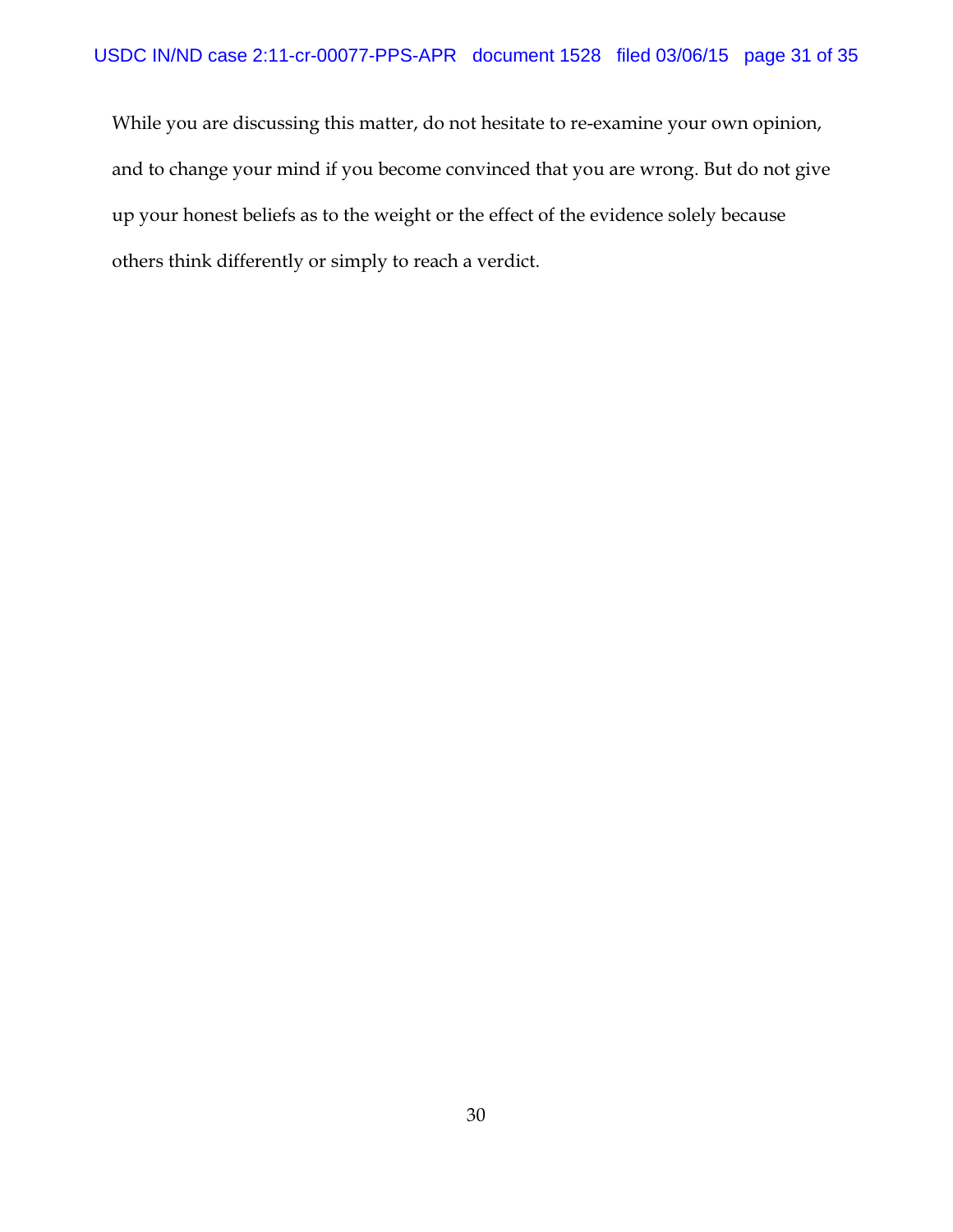While you are discussing this matter, do not hesitate to re-examine your own opinion, and to change your mind if you become convinced that you are wrong. But do not give up your honest beliefs as to the weight or the effect of the evidence solely because others think differently or simply to reach a verdict.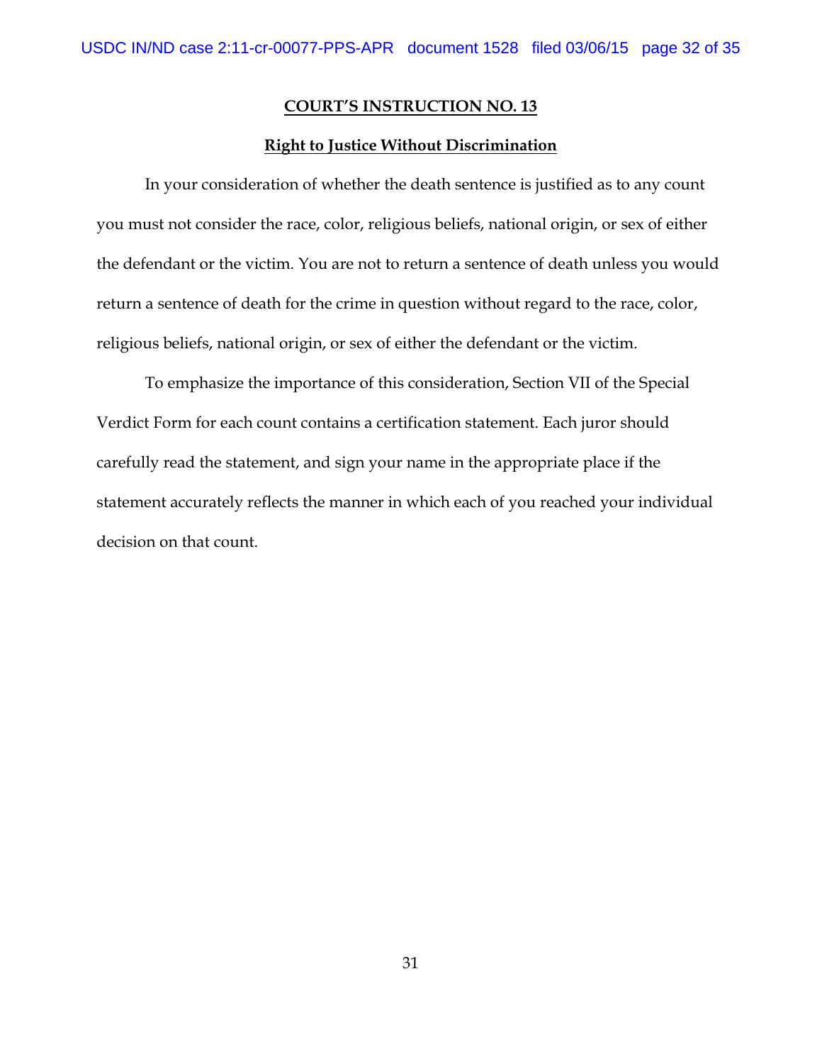## COURT'S INSTRUCTION NO. 13

### Right to Justice Without Discrimination

In your consideration of whether the death sentence is justified as to any count you must not consider the race, color, religious beliefs, national origin, or sex of either the defendant or the victim. You are not to return a sentence of death unless you would return a sentence of death for the crime in question without regard to the race, color, religious beliefs, national origin, or sex of either the defendant or the victim.

To emphasize the importance of this consideration, Section VII of the Special Verdict Form for each count contains a certification statement. Each juror should carefully read the statement, and sign your name in the appropriate place if the statement accurately reflects the manner in which each of you reached your individual decision on that count.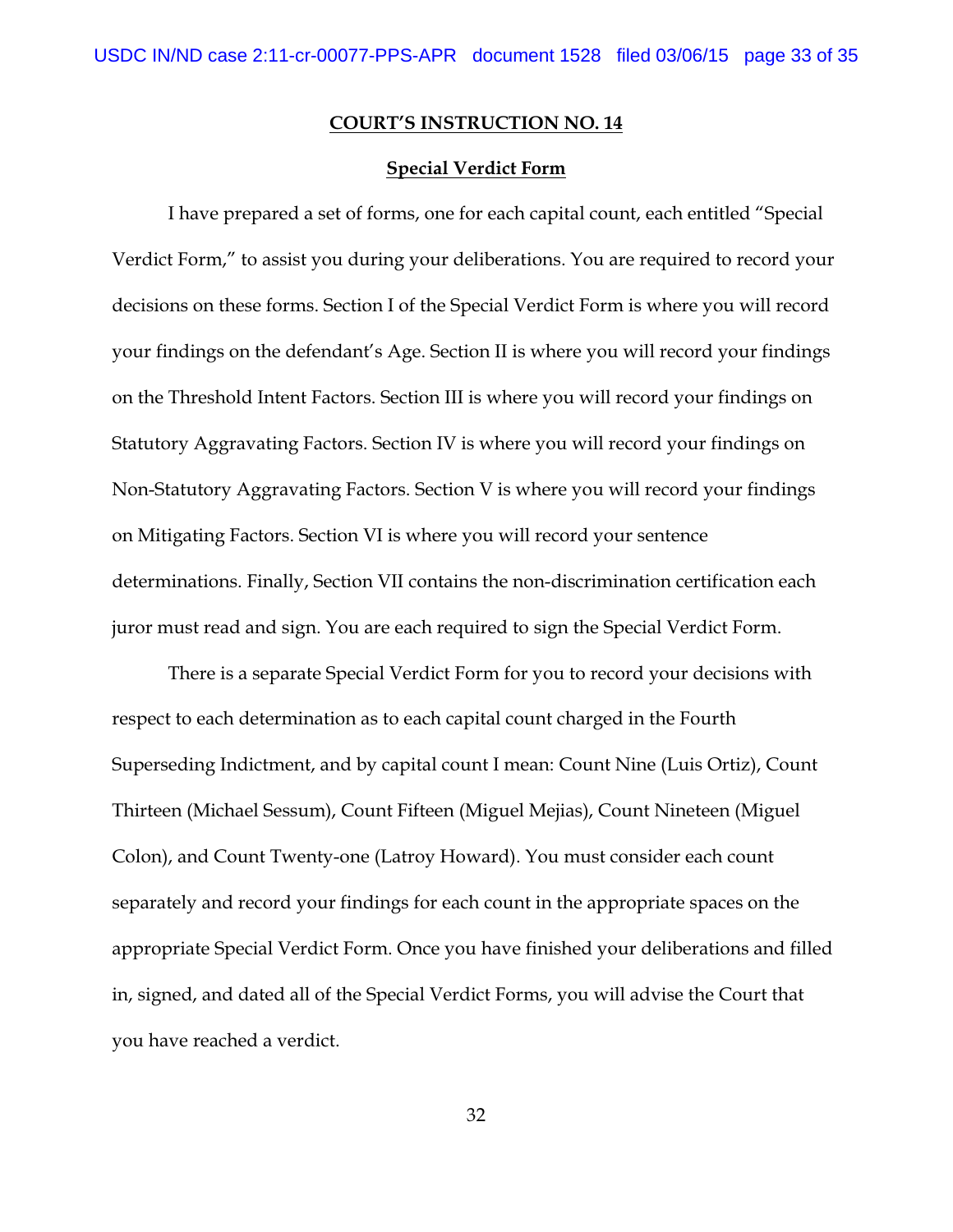## COURT'S INSTRUCTION NO. 14

### Special Verdict Form

I have prepared a set of forms, one for each capital count, each entitled "Special Verdict Form," to assist you during your deliberations. You are required to record your decisions on these forms. Section I of the Special Verdict Form is where you will record your findings on the defendant's Age. Section II is where you will record your findings on the Threshold Intent Factors. Section III is where you will record your findings on Statutory Aggravating Factors. Section IV is where you will record your findings on Non-Statutory Aggravating Factors. Section V is where you will record your findings on Mitigating Factors. Section VI is where you will record your sentence determinations. Finally, Section VII contains the non-discrimination certification each juror must read and sign. You are each required to sign the Special Verdict Form.

There is a separate Special Verdict Form for you to record your decisions with respect to each determination as to each capital count charged in the Fourth Superseding Indictment, and by capital count I mean: Count Nine (Luis Ortiz), Count Thirteen (Michael Sessum), Count Fifteen (Miguel Mejias), Count Nineteen (Miguel Colon), and Count Twenty-one (Latroy Howard). You must consider each count separately and record your findings for each count in the appropriate spaces on the appropriate Special Verdict Form. Once you have finished your deliberations and filled in, signed, and dated all of the Special Verdict Forms, you will advise the Court that you have reached a verdict.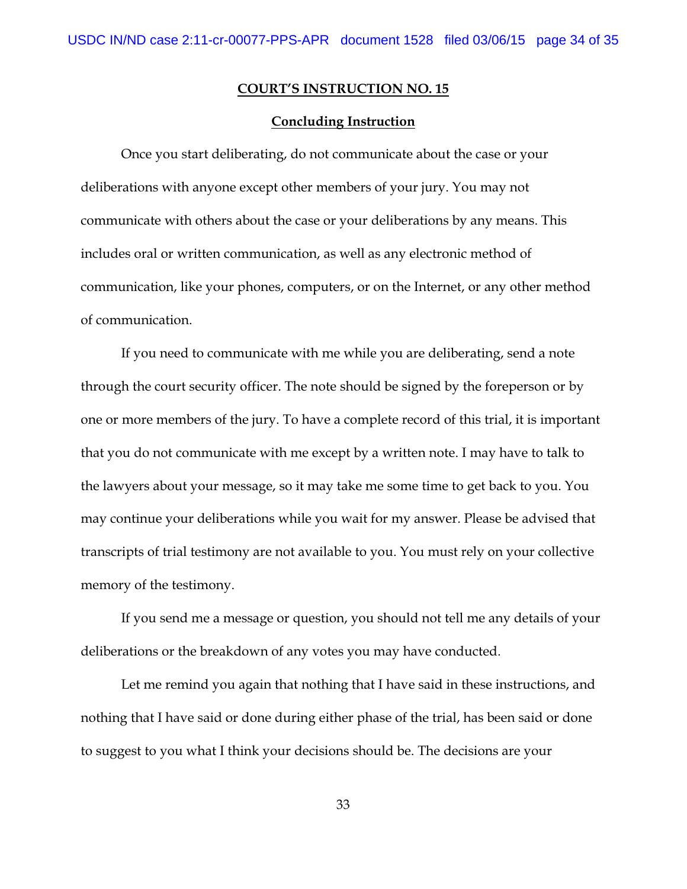**COURT'S INSTRUCTION NO. 15**

**Concluding Instruction**

Once you start deliberating, do not communicate about the case or your deliberations with anyone except other members of your jury. You may not communicate with others about the case or your deliberations by any means. This includes oral or written communication, as well as any electronic method of communication, like your phones, computers, or on the Internet, or any other method of communication.

If you need to communicate with me while you are deliberating, send a note through the court security officer. The note should be signed by the foreperson or by one or more members of the jury. To have a complete record of this trial, it is important that you do not communicate with me except by a written note. I may have to talk to the lawyers about your message, so it may take me some time to get back to you. You may continue your deliberations while you wait for my answer. Please be advised that transcripts of trial testimony are not available to you. You must rely on your collective memory of the testimony.

If you send me a message or question, you should not tell me any details of your deliberations or the breakdown of any votes you may have conducted.

Let me remind you again that nothing that I have said in these instructions, and nothing that I have said or done during either phase of the trial, has been said or done to suggest to you what I think your decisions should be. The decisions are your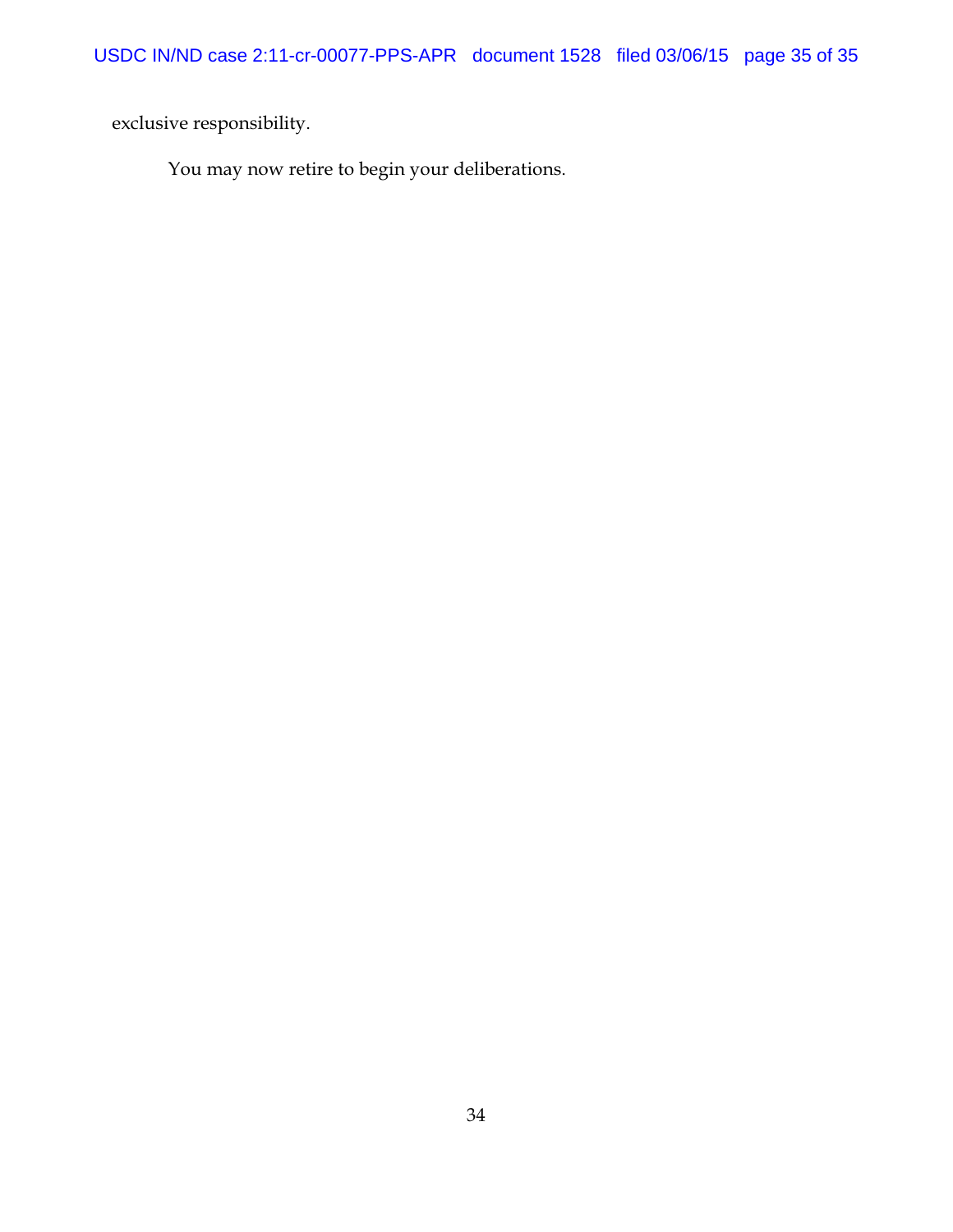exclusive responsibility.

You may now retire to begin your deliberations.